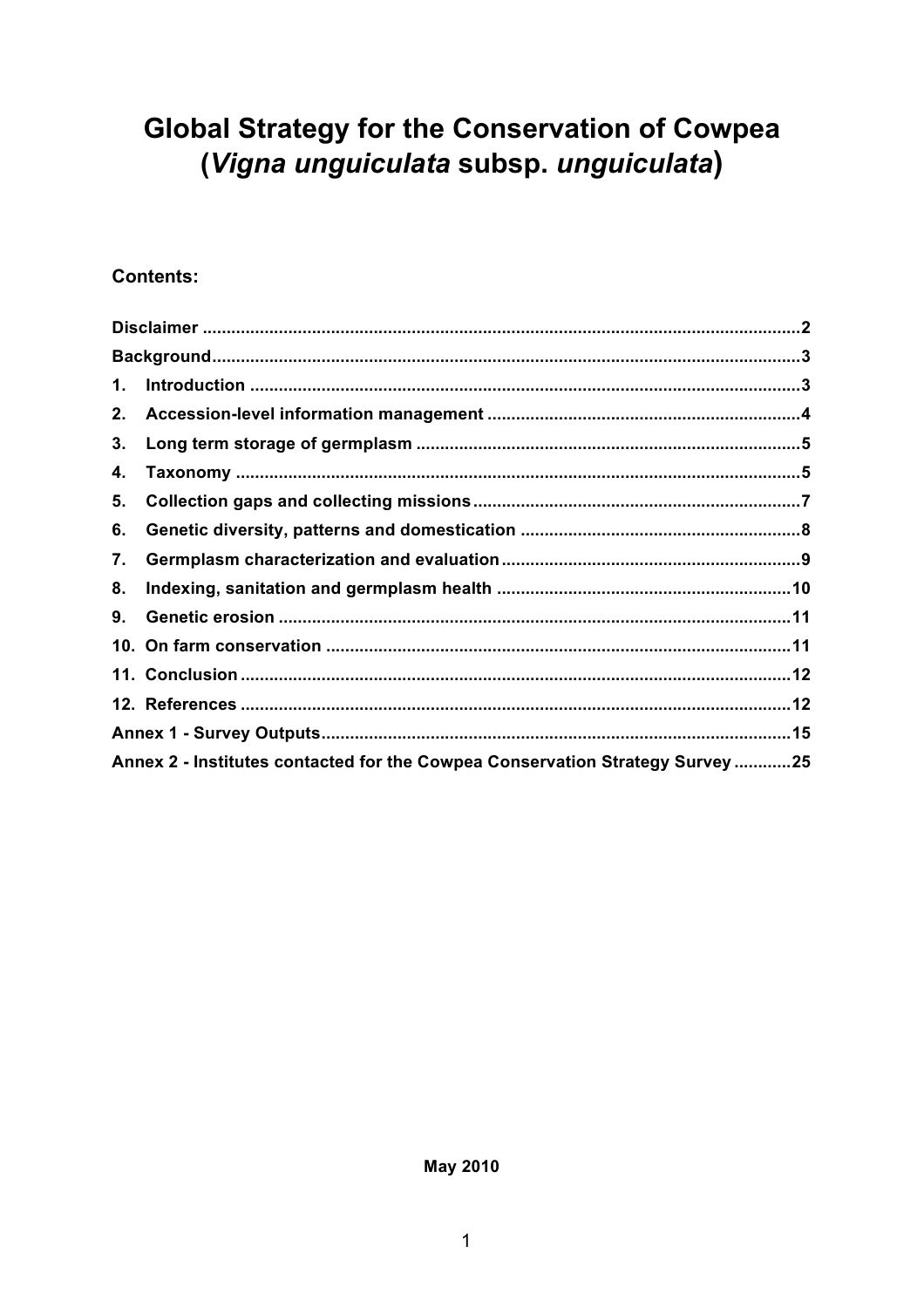# Global Strategy for the Conservation of Cowpea (*Vigna unguiculata* subsp. *unguiculata*)

**Contents:**

**Disclaimer** .......... **2**
**Background** .......... **3**
**1. Introduction** .......... **3**
**2. Accession-level information management** .......... **4**
**3. Long term storage of germplasm** .......... **5**
**4. Taxonomy** .......... **5**
**5. Collection gaps and collecting missions** .......... **7**
**6. Genetic diversity, patterns and domestication** .......... **8**
**7. Germplasm characterization and evaluation** .......... **9**
**8. Indexing, sanitation and germplasm health** .......... **10**
**9. Genetic erosion** .......... **11**
**10. On farm conservation** .......... **11**
**11. Conclusion** .......... **12**
**12. References** .......... **12**
**Annex 1 - Survey Outputs** .......... **15**
**Annex 2 - Institutes contacted for the Cowpea Conservation Strategy Survey** .......... **25**

**May 2010**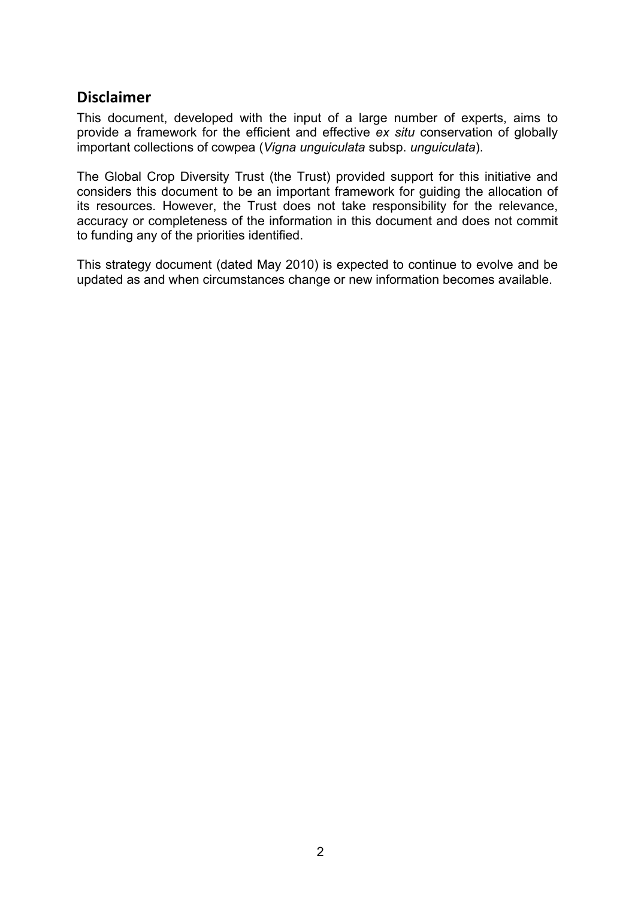## Disclaimer

This document, developed with the input of a large number of experts, aims to provide a framework for the efficient and effective *ex situ* conservation of globally important collections of cowpea (*Vigna unguiculata* subsp. *unguiculata*).

The Global Crop Diversity Trust (the Trust) provided support for this initiative and considers this document to be an important framework for guiding the allocation of its resources. However, the Trust does not take responsibility for the relevance, accuracy or completeness of the information in this document and does not commit to funding any of the priorities identified.

This strategy document (dated May 2010) is expected to continue to evolve and be updated as and when circumstances change or new information becomes available.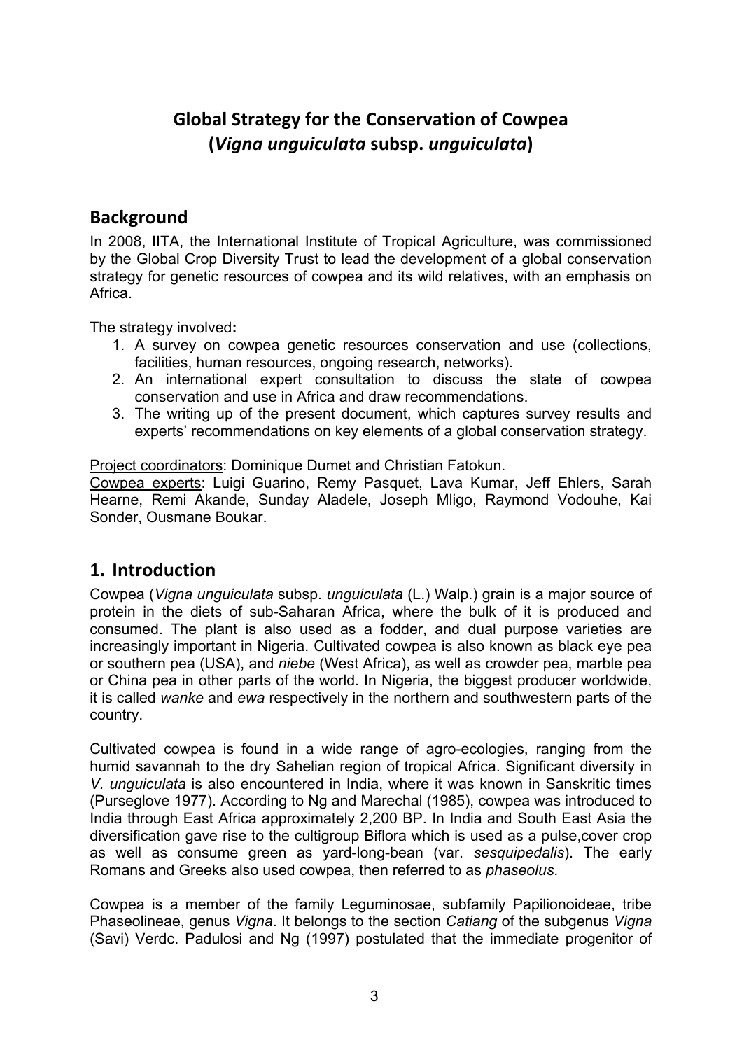# Global Strategy for the Conservation of Cowpea (*Vigna unguiculata* subsp. *unguiculata*)

## Background

In 2008, IITA, the International Institute of Tropical Agriculture, was commissioned by the Global Crop Diversity Trust to lead the development of a global conservation strategy for genetic resources of cowpea and its wild relatives, with an emphasis on Africa.

The strategy involved**:**

1. A survey on cowpea genetic resources conservation and use (collections, facilities, human resources, ongoing research, networks).
2. An international expert consultation to discuss the state of cowpea conservation and use in Africa and draw recommendations.
3. The writing up of the present document, which captures survey results and experts' recommendations on key elements of a global conservation strategy.

<u>Project coordinators</u>: Dominique Dumet and Christian Fatokun.
<u>Cowpea experts</u>: Luigi Guarino, Remy Pasquet, Lava Kumar, Jeff Ehlers, Sarah Hearne, Remi Akande, Sunday Aladele, Joseph Mligo, Raymond Vodouhe, Kai Sonder, Ousmane Boukar.

## 1. Introduction

Cowpea (*Vigna unguiculata* subsp. *unguiculata* (L.) Walp.) grain is a major source of protein in the diets of sub-Saharan Africa, where the bulk of it is produced and consumed. The plant is also used as a fodder, and dual purpose varieties are increasingly important in Nigeria. Cultivated cowpea is also known as black eye pea or southern pea (USA), and *niebe* (West Africa), as well as crowder pea, marble pea or China pea in other parts of the world. In Nigeria, the biggest producer worldwide, it is called *wanke* and *ewa* respectively in the northern and southwestern parts of the country.

Cultivated cowpea is found in a wide range of agro-ecologies, ranging from the humid savannah to the dry Sahelian region of tropical Africa. Significant diversity in *V. unguiculata* is also encountered in India, where it was known in Sanskritic times (Purseglove 1977). According to Ng and Marechal (1985), cowpea was introduced to India through East Africa approximately 2,200 BP. In India and South East Asia the diversification gave rise to the cultigroup Biflora which is used as a pulse,cover crop as well as consume green as yard-long-bean (var. *sesquipedalis*). The early Romans and Greeks also used cowpea, then referred to as *phaseolus*.

Cowpea is a member of the family Leguminosae, subfamily Papilionoideae, tribe Phaseolineae, genus *Vigna*. It belongs to the section *Catiang* of the subgenus *Vigna* (Savi) Verdc. Padulosi and Ng (1997) postulated that the immediate progenitor of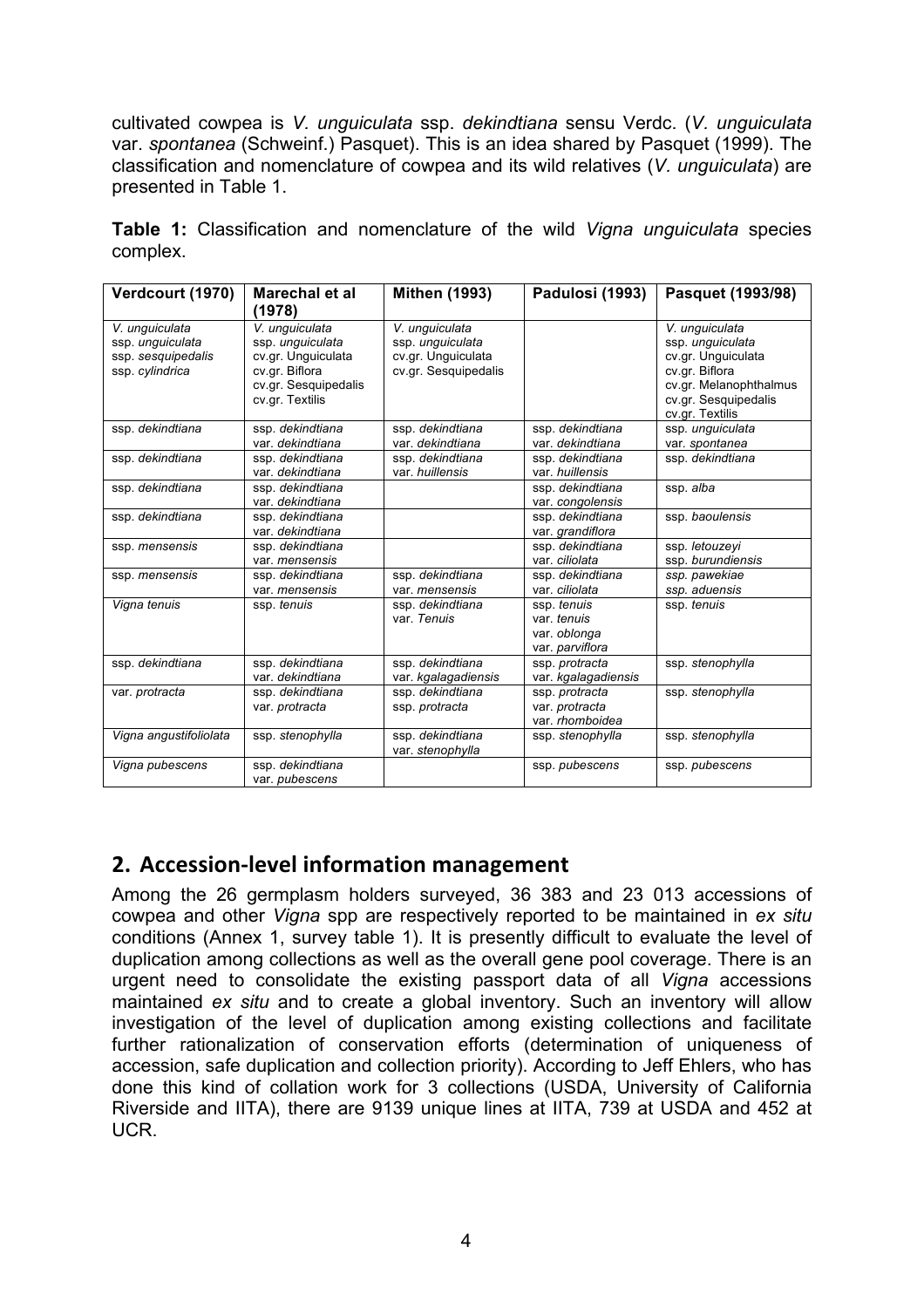cultivated cowpea is *V. unguiculata* ssp. *dekindtiana* sensu Verdc. (*V. unguiculata* var. *spontanea* (Schweinf.) Pasquet). This is an idea shared by Pasquet (1999). The classification and nomenclature of cowpea and its wild relatives (*V. unguiculata*) are presented in Table 1.

**Table 1:** Classification and nomenclature of the wild *Vigna unguiculata* species complex.

| Verdcourt (1970) | Marechal et al (1978) | Mithen (1993) | Padulosi (1993) | Pasquet (1993/98) |
|---|---|---|---|---|
| *V. unguiculata* ssp. *unguiculata* ssp. *sesquipedalis* ssp. *cylindrica* | *V. unguiculata* ssp. *unguiculata* cv.gr. Unguiculata cv.gr. Biflora cv.gr. Sesquipedalis cv.gr. Textilis | *V. unguiculata* ssp. *unguiculata* cv.gr. Unguiculata cv.gr. Sesquipedalis | | *V. unguiculata* ssp. *unguiculata* cv.gr. Unguiculata cv.gr. Biflora cv.gr. Melanophthalmus cv.gr. Sesquipedalis cv.gr. Textilis |
| ssp. *dekindtiana* | ssp. *dekindtiana* var. *dekindtiana* | ssp. *dekindtiana* var. *dekindtiana* | ssp. *dekindtiana* var. *dekindtiana* | ssp. *unguiculata* var. *spontanea* |
| ssp. *dekindtiana* | ssp. *dekindtiana* var. *dekindtiana* | ssp. *dekindtiana* var. *huillensis* | ssp. *dekindtiana* var. *huillensis* | ssp. *dekindtiana* |
| ssp. *dekindtiana* | ssp. *dekindtiana* var. *dekindtiana* | | ssp. *dekindtiana* var. *congolensis* | ssp. *alba* |
| ssp. *dekindtiana* | ssp. *dekindtiana* var. *dekindtiana* | | ssp. *dekindtiana* var. *grandiflora* | ssp. *baoulensis* |
| ssp. *mensensis* | ssp. *dekindtiana* var. *mensensis* | | ssp. *dekindtiana* var. *ciliolata* | ssp. *letouzeyi* ssp. *burundiensis* |
| ssp. *mensensis* | ssp. *dekindtiana* var. *mensensis* | ssp. *dekindtiana* var. *mensensis* | ssp. *dekindtiana* var. *ciliolata* | ssp. *pawekiae* ssp. *aduensis* |
| *Vigna tenuis* | ssp. *tenuis* | ssp. *dekindtiana* var. *Tenuis* | ssp. *tenuis* var. *tenuis* var. *oblonga* var. *parviflora* | ssp. *tenuis* |
| ssp. *dekindtiana* | ssp. *dekindtiana* var. *dekindtiana* | ssp. *dekindtiana* var. *kgalagadiensis* | ssp. *protracta* var. *kgalagadiensis* | ssp. *stenophylla* |
| var. *protracta* | ssp. *dekindtiana* var. *protracta* | ssp. *dekindtiana* ssp. *protracta* | ssp. *protracta* var. *protracta* var. *rhomboidea* | ssp. *stenophylla* |
| *Vigna angustifoliolata* | ssp. *stenophylla* | ssp. *dekindtiana* var. *stenophylla* | ssp. *stenophylla* | ssp. *stenophylla* |
| *Vigna pubescens* | ssp. *dekindtiana* var. *pubescens* | | ssp. *pubescens* | ssp. *pubescens* |

## 2. Accession-level information management

Among the 26 germplasm holders surveyed, 36 383 and 23 013 accessions of cowpea and other *Vigna* spp are respectively reported to be maintained in *ex situ* conditions (Annex 1, survey table 1). It is presently difficult to evaluate the level of duplication among collections as well as the overall gene pool coverage. There is an urgent need to consolidate the existing passport data of all *Vigna* accessions maintained *ex situ* and to create a global inventory. Such an inventory will allow investigation of the level of duplication among existing collections and facilitate further rationalization of conservation efforts (determination of uniqueness of accession, safe duplication and collection priority). According to Jeff Ehlers, who has done this kind of collation work for 3 collections (USDA, University of California Riverside and IITA), there are 9139 unique lines at IITA, 739 at USDA and 452 at UCR.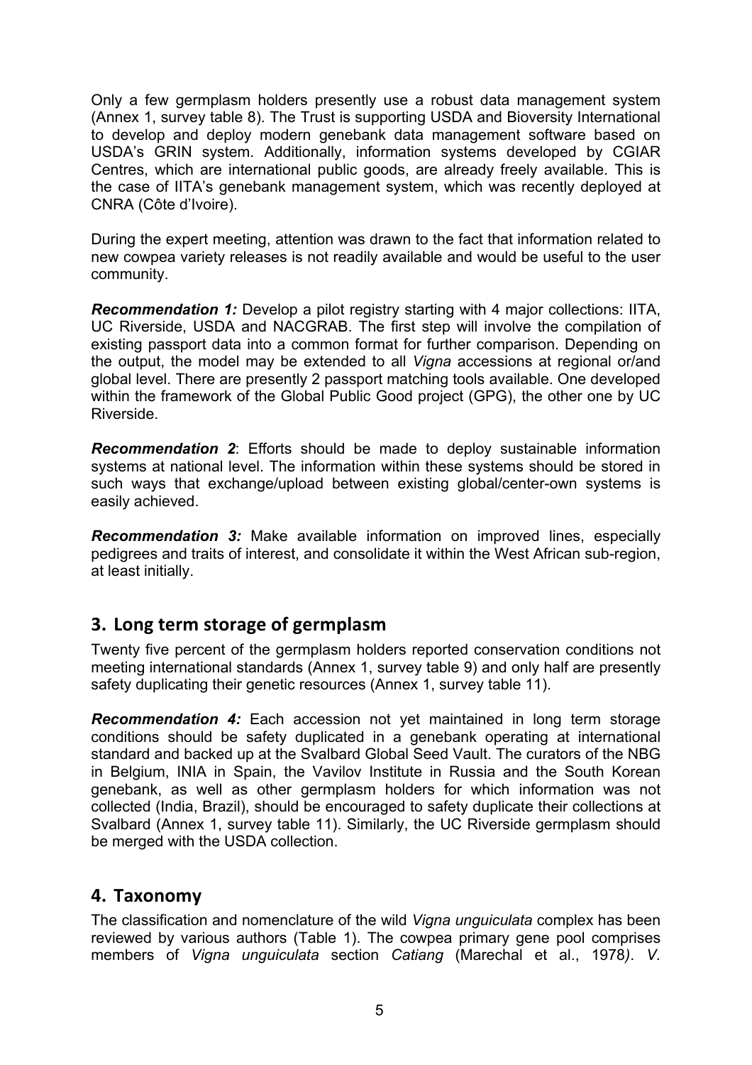Only a few germplasm holders presently use a robust data management system (Annex 1, survey table 8). The Trust is supporting USDA and Bioversity International to develop and deploy modern genebank data management software based on USDA's GRIN system. Additionally, information systems developed by CGIAR Centres, which are international public goods, are already freely available. This is the case of IITA's genebank management system, which was recently deployed at CNRA (Côte d'Ivoire).

During the expert meeting, attention was drawn to the fact that information related to new cowpea variety releases is not readily available and would be useful to the user community.

***Recommendation 1:*** Develop a pilot registry starting with 4 major collections: IITA, UC Riverside, USDA and NACGRAB. The first step will involve the compilation of existing passport data into a common format for further comparison. Depending on the output, the model may be extended to all *Vigna* accessions at regional or/and global level. There are presently 2 passport matching tools available. One developed within the framework of the Global Public Good project (GPG), the other one by UC Riverside.

***Recommendation 2***: Efforts should be made to deploy sustainable information systems at national level. The information within these systems should be stored in such ways that exchange/upload between existing global/center-own systems is easily achieved.

***Recommendation 3:*** Make available information on improved lines, especially pedigrees and traits of interest, and consolidate it within the West African sub-region, at least initially.

## 3. Long term storage of germplasm

Twenty five percent of the germplasm holders reported conservation conditions not meeting international standards (Annex 1, survey table 9) and only half are presently safety duplicating their genetic resources (Annex 1, survey table 11).

***Recommendation 4:*** Each accession not yet maintained in long term storage conditions should be safety duplicated in a genebank operating at international standard and backed up at the Svalbard Global Seed Vault. The curators of the NBG in Belgium, INIA in Spain, the Vavilov Institute in Russia and the South Korean genebank, as well as other germplasm holders for which information was not collected (India, Brazil), should be encouraged to safety duplicate their collections at Svalbard (Annex 1, survey table 11). Similarly, the UC Riverside germplasm should be merged with the USDA collection.

## 4. Taxonomy

The classification and nomenclature of the wild *Vigna unguiculata* complex has been reviewed by various authors (Table 1). The cowpea primary gene pool comprises members of *Vigna unguiculata* section *Catiang* (Marechal et al., 1978). *V.*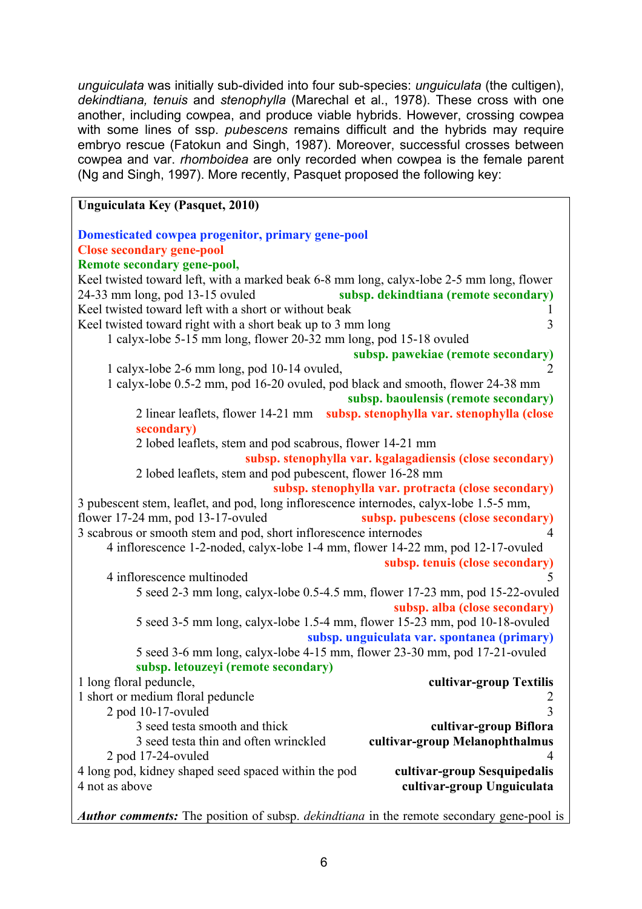*unguiculata* was initially sub-divided into four sub-species: *unguiculata* (the cultigen), *dekindtiana, tenuis* and *stenophylla* (Marechal et al., 1978). These cross with one another, including cowpea, and produce viable hybrids. However, crossing cowpea with some lines of ssp. *pubescens* remains difficult and the hybrids may require embryo rescue (Fatokun and Singh, 1987). Moreover, successful crosses between cowpea and var. *rhomboidea* are only recorded when cowpea is the female parent (Ng and Singh, 1997). More recently, Pasquet proposed the following key:

**Unguiculata Key (Pasquet, 2010)**

**Domesticated cowpea progenitor, primary gene-pool**
**Close secondary gene-pool**
**Remote secondary gene-pool,**

Keel twisted toward left, with a marked beak 6-8 mm long, calyx-lobe 2-5 mm long, flower 24-33 mm long, pod 13-15 ovuled — **subsp. dekindtiana (remote secondary)**
Keel twisted toward left with a short or without beak — 1
Keel twisted toward right with a short beak up to 3 mm long — 3

- 1 calyx-lobe 5-15 mm long, flower 20-32 mm long, pod 15-18 ovuled — **subsp. pawekiae (remote secondary)**
- 1 calyx-lobe 2-6 mm long, pod 10-14 ovuled, — 2
- 1 calyx-lobe 0.5-2 mm, pod 16-20 ovuled, pod black and smooth, flower 24-38 mm — **subsp. baoulensis (remote secondary)**
  - 2 linear leaflets, flower 14-21 mm — **subsp. stenophylla var. stenophylla (close secondary)**
  - 2 lobed leaflets, stem and pod scabrous, flower 14-21 mm — **subsp. stenophylla var. kgalagadiensis (close secondary)**
  - 2 lobed leaflets, stem and pod pubescent, flower 16-28 mm — **subsp. stenophylla var. protracta (close secondary)**

3 pubescent stem, leaflet, and pod, long inflorescence internodes, calyx-lobe 1.5-5 mm, flower 17-24 mm, pod 13-17-ovuled — **subsp. pubescens (close secondary)**
3 scabrous or smooth stem and pod, short inflorescence internodes — 4

- 4 inflorescence 1-2-noded, calyx-lobe 1-4 mm, flower 14-22 mm, pod 12-17-ovuled — **subsp. tenuis (close secondary)**
- 4 inflorescence multinoded — 5
  - 5 seed 2-3 mm long, calyx-lobe 0.5-4.5 mm, flower 17-23 mm, pod 15-22-ovuled — **subsp. alba (close secondary)**
  - 5 seed 3-5 mm long, calyx-lobe 1.5-4 mm, flower 15-23 mm, pod 10-18-ovuled — **subsp. unguiculata var. spontanea (primary)**
  - 5 seed 3-6 mm long, calyx-lobe 4-15 mm, flower 23-30 mm, pod 17-21-ovuled — **subsp. letouzeyi (remote secondary)**

1 long floral peduncle, — **cultivar-group Textilis**
1 short or medium floral peduncle — 2

- 2 pod 10-17-ovuled — 3
  - 3 seed testa smooth and thick — **cultivar-group Biflora**
  - 3 seed testa thin and often wrinckled — **cultivar-group Melanophthalmus**
- 2 pod 17-24-ovuled — 4

4 long pod, kidney shaped seed spaced within the pod — **cultivar-group Sesquipedalis**
4 not as above — **cultivar-group Unguiculata**

***Author comments:*** The position of subsp. *dekindtiana* in the remote secondary gene-pool is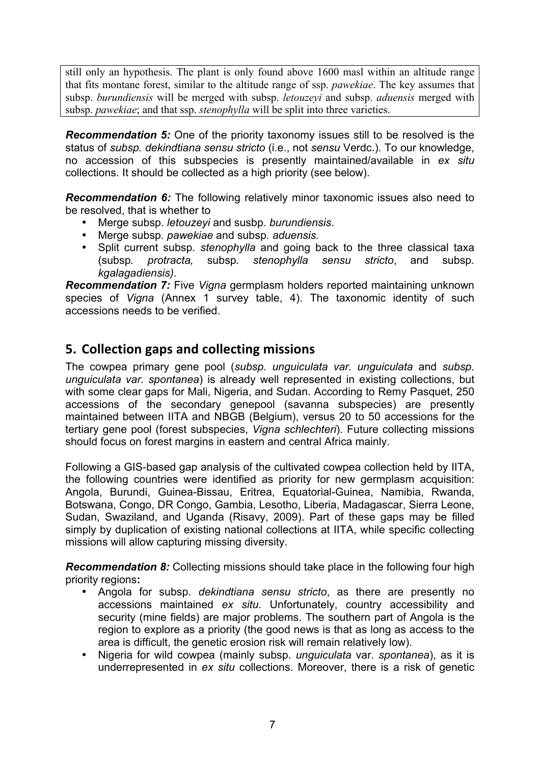still only an hypothesis. The plant is only found above 1600 masl within an altitude range that fits montane forest, similar to the altitude range of ssp. *pawekiae*. The key assumes that subsp. *burundiensis* will be merged with subsp. *letouzeyi* and subsp. *aduensis* merged with subsp. *pawekiae*; and that ssp. *stenophylla* will be split into three varieties.

***Recommendation 5:*** One of the priority taxonomy issues still to be resolved is the status of *subsp. dekindtiana sensu stricto* (i.e., not *sensu* Verdc.). To our knowledge, no accession of this subspecies is presently maintained/available in *ex situ* collections. It should be collected as a high priority (see below).

***Recommendation 6:*** The following relatively minor taxonomic issues also need to be resolved, that is whether to

- Merge subsp*. letouzeyi* and susbp. *burundiensis*.
- Merge subsp. *pawekiae* and subsp*. aduensis.*
- Split current subsp. *stenophylla* and going back to the three classical taxa (subsp*. protracta,* subsp*. stenophylla sensu stricto*, and subsp*. kgalagadiensis).*

***Recommendation 7:*** Five *Vigna* germplasm holders reported maintaining unknown species of *Vigna* (Annex 1 survey table, 4). The taxonomic identity of such accessions needs to be verified.

## 5. Collection gaps and collecting missions

The cowpea primary gene pool (*subsp. unguiculata var. unguiculata* and *subsp. unguiculata var. spontanea*) is already well represented in existing collections, but with some clear gaps for Mali, Nigeria, and Sudan. According to Remy Pasquet, 250 accessions of the secondary genepool (savanna subspecies) are presently maintained between IITA and NBGB (Belgium), versus 20 to 50 accessions for the tertiary gene pool (forest subspecies, *Vigna schlechteri*). Future collecting missions should focus on forest margins in eastern and central Africa mainly.

Following a GIS-based gap analysis of the cultivated cowpea collection held by IITA, the following countries were identified as priority for new germplasm acquisition: Angola, Burundi, Guinea-Bissau, Eritrea, Equatorial-Guinea, Namibia, Rwanda, Botswana, Congo, DR Congo, Gambia, Lesotho, Liberia, Madagascar, Sierra Leone, Sudan, Swaziland, and Uganda (Risavy, 2009). Part of these gaps may be filled simply by duplication of existing national collections at IITA, while specific collecting missions will allow capturing missing diversity.

***Recommendation 8:*** Collecting missions should take place in the following four high priority regions**:**

- Angola for subsp. *dekindtiana sensu stricto*, as there are presently no accessions maintained *ex situ*. Unfortunately, country accessibility and security (mine fields) are major problems. The southern part of Angola is the region to explore as a priority (the good news is that as long as access to the area is difficult, the genetic erosion risk will remain relatively low).
- Nigeria for wild cowpea (mainly subsp. *unguiculata* var. *spontanea*), as it is underrepresented in *ex situ* collections. Moreover, there is a risk of genetic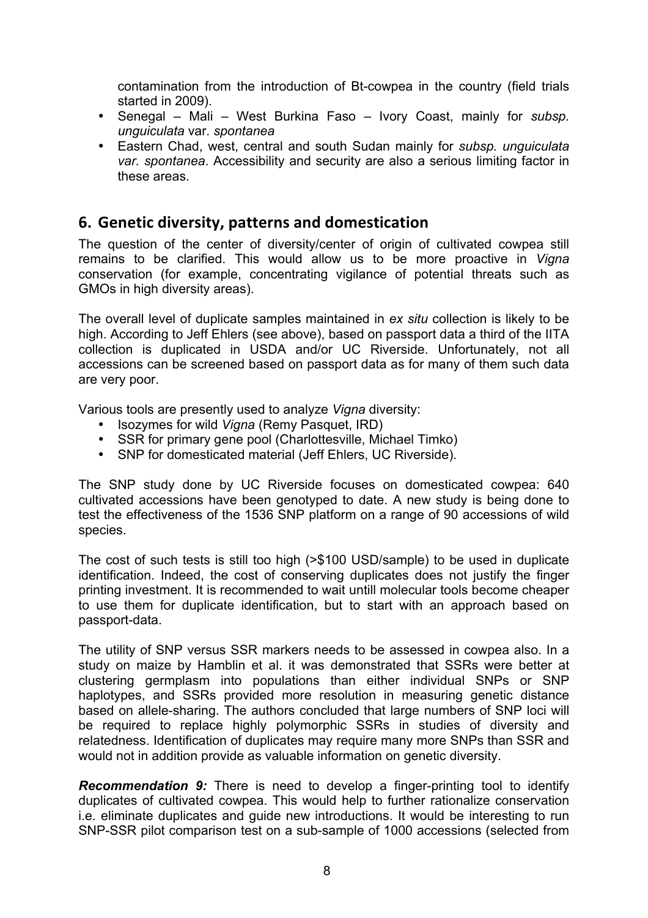contamination from the introduction of Bt-cowpea in the country (field trials started in 2009).

- Senegal – Mali – West Burkina Faso – Ivory Coast, mainly for *subsp. unguiculata* var. *spontanea*
- Eastern Chad, west, central and south Sudan mainly for *subsp. unguiculata var. spontanea*. Accessibility and security are also a serious limiting factor in these areas.

## 6. Genetic diversity, patterns and domestication

The question of the center of diversity/center of origin of cultivated cowpea still remains to be clarified. This would allow us to be more proactive in *Vigna* conservation (for example, concentrating vigilance of potential threats such as GMOs in high diversity areas).

The overall level of duplicate samples maintained in *ex situ* collection is likely to be high. According to Jeff Ehlers (see above), based on passport data a third of the IITA collection is duplicated in USDA and/or UC Riverside. Unfortunately, not all accessions can be screened based on passport data as for many of them such data are very poor.

Various tools are presently used to analyze *Vigna* diversity:

- Isozymes for wild *Vigna* (Remy Pasquet, IRD)
- SSR for primary gene pool (Charlottesville, Michael Timko)
- SNP for domesticated material (Jeff Ehlers, UC Riverside).

The SNP study done by UC Riverside focuses on domesticated cowpea: 640 cultivated accessions have been genotyped to date. A new study is being done to test the effectiveness of the 1536 SNP platform on a range of 90 accessions of wild species.

The cost of such tests is still too high (>$100 USD/sample) to be used in duplicate identification. Indeed, the cost of conserving duplicates does not justify the finger printing investment. It is recommended to wait untill molecular tools become cheaper to use them for duplicate identification, but to start with an approach based on passport-data.

The utility of SNP versus SSR markers needs to be assessed in cowpea also. In a study on maize by Hamblin et al. it was demonstrated that SSRs were better at clustering germplasm into populations than either individual SNPs or SNP haplotypes, and SSRs provided more resolution in measuring genetic distance based on allele-sharing. The authors concluded that large numbers of SNP loci will be required to replace highly polymorphic SSRs in studies of diversity and relatedness. Identification of duplicates may require many more SNPs than SSR and would not in addition provide as valuable information on genetic diversity.

***Recommendation 9:*** There is need to develop a finger-printing tool to identify duplicates of cultivated cowpea. This would help to further rationalize conservation i.e. eliminate duplicates and guide new introductions. It would be interesting to run SNP-SSR pilot comparison test on a sub-sample of 1000 accessions (selected from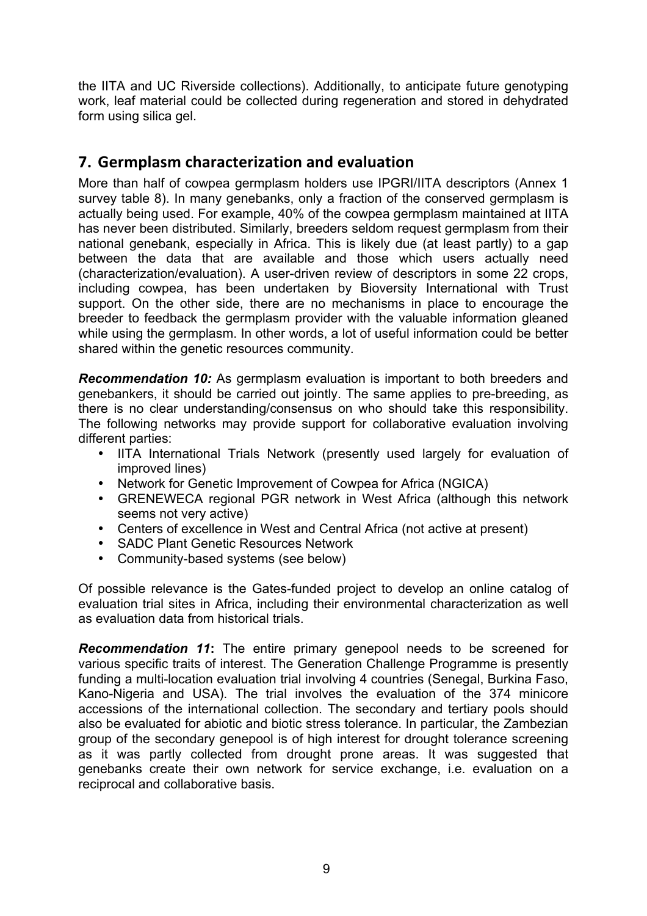the IITA and UC Riverside collections). Additionally, to anticipate future genotyping work, leaf material could be collected during regeneration and stored in dehydrated form using silica gel.

## 7. Germplasm characterization and evaluation

More than half of cowpea germplasm holders use IPGRI/IITA descriptors (Annex 1 survey table 8). In many genebanks, only a fraction of the conserved germplasm is actually being used. For example, 40% of the cowpea germplasm maintained at IITA has never been distributed. Similarly, breeders seldom request germplasm from their national genebank, especially in Africa. This is likely due (at least partly) to a gap between the data that are available and those which users actually need (characterization/evaluation). A user-driven review of descriptors in some 22 crops, including cowpea, has been undertaken by Bioversity International with Trust support. On the other side, there are no mechanisms in place to encourage the breeder to feedback the germplasm provider with the valuable information gleaned while using the germplasm. In other words, a lot of useful information could be better shared within the genetic resources community.

***Recommendation 10:*** As germplasm evaluation is important to both breeders and genebankers, it should be carried out jointly. The same applies to pre-breeding, as there is no clear understanding/consensus on who should take this responsibility. The following networks may provide support for collaborative evaluation involving different parties:

- IITA International Trials Network (presently used largely for evaluation of improved lines)
- Network for Genetic Improvement of Cowpea for Africa (NGICA)
- GRENEWECA regional PGR network in West Africa (although this network seems not very active)
- Centers of excellence in West and Central Africa (not active at present)
- SADC Plant Genetic Resources Network
- Community-based systems (see below)

Of possible relevance is the Gates-funded project to develop an online catalog of evaluation trial sites in Africa, including their environmental characterization as well as evaluation data from historical trials.

***Recommendation 11*:** The entire primary genepool needs to be screened for various specific traits of interest. The Generation Challenge Programme is presently funding a multi-location evaluation trial involving 4 countries (Senegal, Burkina Faso, Kano-Nigeria and USA). The trial involves the evaluation of the 374 minicore accessions of the international collection. The secondary and tertiary pools should also be evaluated for abiotic and biotic stress tolerance. In particular, the Zambezian group of the secondary genepool is of high interest for drought tolerance screening as it was partly collected from drought prone areas. It was suggested that genebanks create their own network for service exchange, i.e. evaluation on a reciprocal and collaborative basis.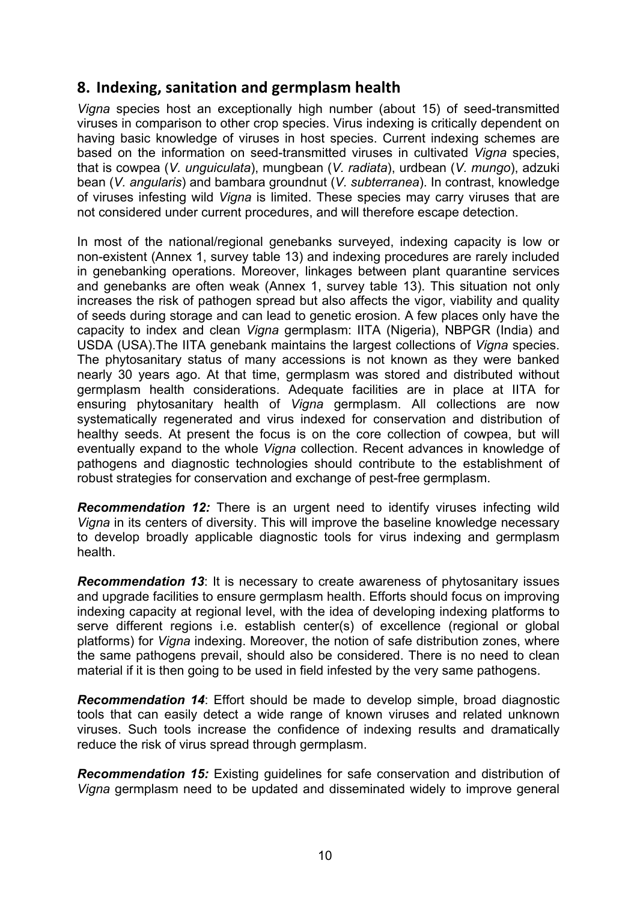## 8. Indexing, sanitation and germplasm health

*Vigna* species host an exceptionally high number (about 15) of seed-transmitted viruses in comparison to other crop species. Virus indexing is critically dependent on having basic knowledge of viruses in host species. Current indexing schemes are based on the information on seed-transmitted viruses in cultivated *Vigna* species, that is cowpea (*V. unguiculata*), mungbean (*V. radiata*), urdbean (*V. mungo*), adzuki bean (*V. angularis*) and bambara groundnut (*V. subterranea*). In contrast, knowledge of viruses infesting wild *Vigna* is limited. These species may carry viruses that are not considered under current procedures, and will therefore escape detection.

In most of the national/regional genebanks surveyed, indexing capacity is low or non-existent (Annex 1, survey table 13) and indexing procedures are rarely included in genebanking operations. Moreover, linkages between plant quarantine services and genebanks are often weak (Annex 1, survey table 13). This situation not only increases the risk of pathogen spread but also affects the vigor, viability and quality of seeds during storage and can lead to genetic erosion. A few places only have the capacity to index and clean *Vigna* germplasm: IITA (Nigeria), NBPGR (India) and USDA (USA).The IITA genebank maintains the largest collections of *Vigna* species. The phytosanitary status of many accessions is not known as they were banked nearly 30 years ago. At that time, germplasm was stored and distributed without germplasm health considerations. Adequate facilities are in place at IITA for ensuring phytosanitary health of *Vigna* germplasm. All collections are now systematically regenerated and virus indexed for conservation and distribution of healthy seeds. At present the focus is on the core collection of cowpea, but will eventually expand to the whole *Vigna* collection. Recent advances in knowledge of pathogens and diagnostic technologies should contribute to the establishment of robust strategies for conservation and exchange of pest-free germplasm.

***Recommendation 12:*** There is an urgent need to identify viruses infecting wild *Vigna* in its centers of diversity. This will improve the baseline knowledge necessary to develop broadly applicable diagnostic tools for virus indexing and germplasm health.

***Recommendation 13***: It is necessary to create awareness of phytosanitary issues and upgrade facilities to ensure germplasm health. Efforts should focus on improving indexing capacity at regional level, with the idea of developing indexing platforms to serve different regions i.e. establish center(s) of excellence (regional or global platforms) for *Vigna* indexing. Moreover, the notion of safe distribution zones, where the same pathogens prevail, should also be considered. There is no need to clean material if it is then going to be used in field infested by the very same pathogens.

***Recommendation 14***: Effort should be made to develop simple, broad diagnostic tools that can easily detect a wide range of known viruses and related unknown viruses. Such tools increase the confidence of indexing results and dramatically reduce the risk of virus spread through germplasm.

***Recommendation 15:*** Existing guidelines for safe conservation and distribution of *Vigna* germplasm need to be updated and disseminated widely to improve general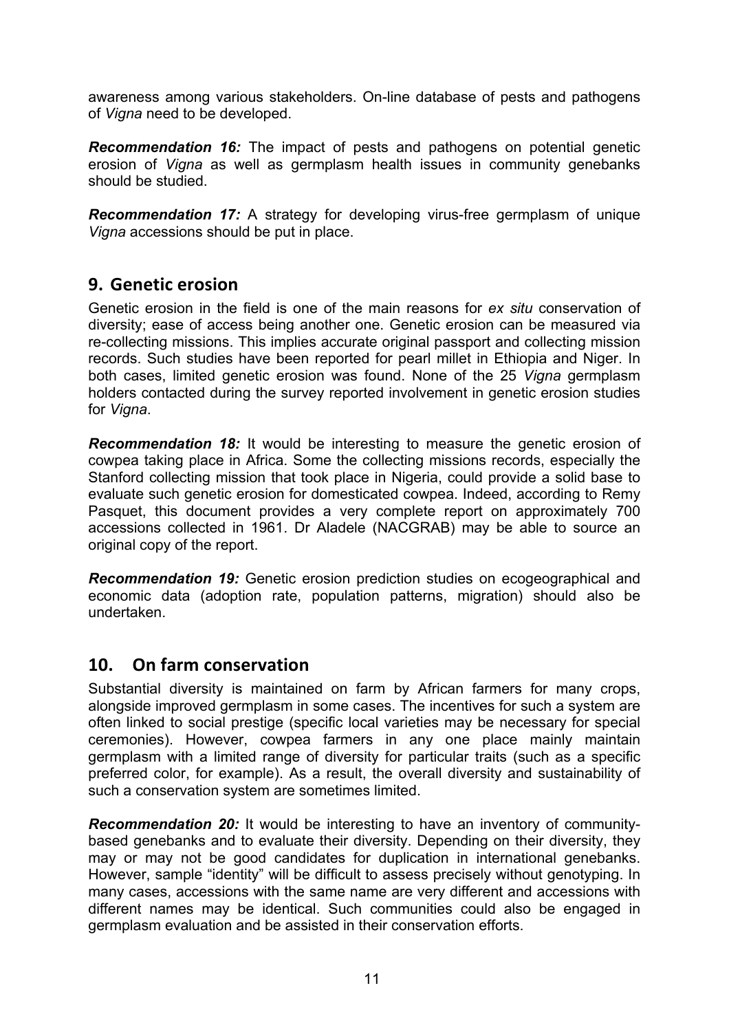awareness among various stakeholders. On-line database of pests and pathogens of *Vigna* need to be developed.

***Recommendation 16:*** The impact of pests and pathogens on potential genetic erosion of *Vigna* as well as germplasm health issues in community genebanks should be studied.

***Recommendation 17:*** A strategy for developing virus-free germplasm of unique *Vigna* accessions should be put in place.

## 9. Genetic erosion

Genetic erosion in the field is one of the main reasons for *ex situ* conservation of diversity; ease of access being another one. Genetic erosion can be measured via re-collecting missions. This implies accurate original passport and collecting mission records. Such studies have been reported for pearl millet in Ethiopia and Niger. In both cases, limited genetic erosion was found. None of the 25 *Vigna* germplasm holders contacted during the survey reported involvement in genetic erosion studies for *Vigna*.

***Recommendation 18:*** It would be interesting to measure the genetic erosion of cowpea taking place in Africa. Some the collecting missions records, especially the Stanford collecting mission that took place in Nigeria, could provide a solid base to evaluate such genetic erosion for domesticated cowpea. Indeed, according to Remy Pasquet, this document provides a very complete report on approximately 700 accessions collected in 1961. Dr Aladele (NACGRAB) may be able to source an original copy of the report.

***Recommendation 19:*** Genetic erosion prediction studies on ecogeographical and economic data (adoption rate, population patterns, migration) should also be undertaken.

## 10. On farm conservation

Substantial diversity is maintained on farm by African farmers for many crops, alongside improved germplasm in some cases. The incentives for such a system are often linked to social prestige (specific local varieties may be necessary for special ceremonies). However, cowpea farmers in any one place mainly maintain germplasm with a limited range of diversity for particular traits (such as a specific preferred color, for example). As a result, the overall diversity and sustainability of such a conservation system are sometimes limited.

***Recommendation 20:*** It would be interesting to have an inventory of community-based genebanks and to evaluate their diversity. Depending on their diversity, they may or may not be good candidates for duplication in international genebanks. However, sample "identity" will be difficult to assess precisely without genotyping. In many cases, accessions with the same name are very different and accessions with different names may be identical. Such communities could also be engaged in germplasm evaluation and be assisted in their conservation efforts.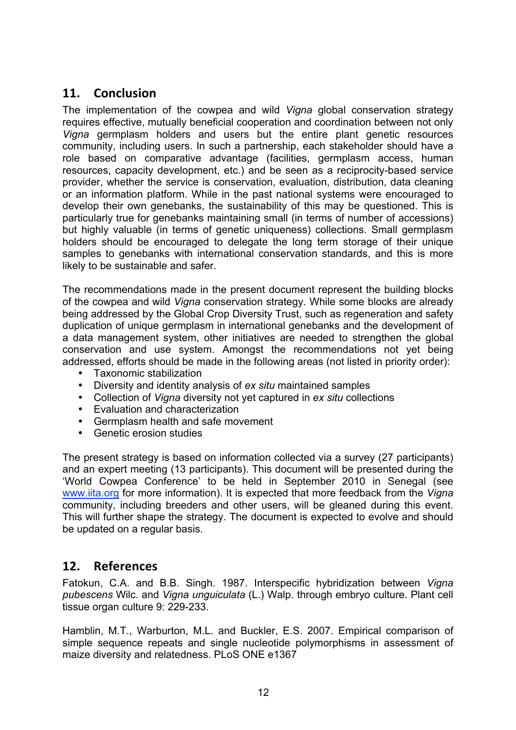## 11. Conclusion

The implementation of the cowpea and wild *Vigna* global conservation strategy requires effective, mutually beneficial cooperation and coordination between not only *Vigna* germplasm holders and users but the entire plant genetic resources community, including users. In such a partnership, each stakeholder should have a role based on comparative advantage (facilities, germplasm access, human resources, capacity development, etc.) and be seen as a reciprocity-based service provider, whether the service is conservation, evaluation, distribution, data cleaning or an information platform. While in the past national systems were encouraged to develop their own genebanks, the sustainability of this may be questioned. This is particularly true for genebanks maintaining small (in terms of number of accessions) but highly valuable (in terms of genetic uniqueness) collections. Small germplasm holders should be encouraged to delegate the long term storage of their unique samples to genebanks with international conservation standards, and this is more likely to be sustainable and safer.

The recommendations made in the present document represent the building blocks of the cowpea and wild *Vigna* conservation strategy. While some blocks are already being addressed by the Global Crop Diversity Trust, such as regeneration and safety duplication of unique germplasm in international genebanks and the development of a data management system, other initiatives are needed to strengthen the global conservation and use system. Amongst the recommendations not yet being addressed, efforts should be made in the following areas (not listed in priority order):

- Taxonomic stabilization
- Diversity and identity analysis of *ex situ* maintained samples
- Collection of *Vigna* diversity not yet captured in *ex situ* collections
- Evaluation and characterization
- Germplasm health and safe movement
- Genetic erosion studies

The present strategy is based on information collected via a survey (27 participants) and an expert meeting (13 participants). This document will be presented during the 'World Cowpea Conference' to be held in September 2010 in Senegal (see www.iita.org for more information). It is expected that more feedback from the *Vigna* community, including breeders and other users, will be gleaned during this event. This will further shape the strategy. The document is expected to evolve and should be updated on a regular basis.

## 12. References

Fatokun, C.A. and B.B. Singh. 1987. Interspecific hybridization between *Vigna pubescens* Wilc. and *Vigna unguiculata* (L.) Walp. through embryo culture. Plant cell tissue organ culture 9: 229-233.

Hamblin, M.T., Warburton, M.L. and Buckler, E.S. 2007. Empirical comparison of simple sequence repeats and single nucleotide polymorphisms in assessment of maize diversity and relatedness. PLoS ONE e1367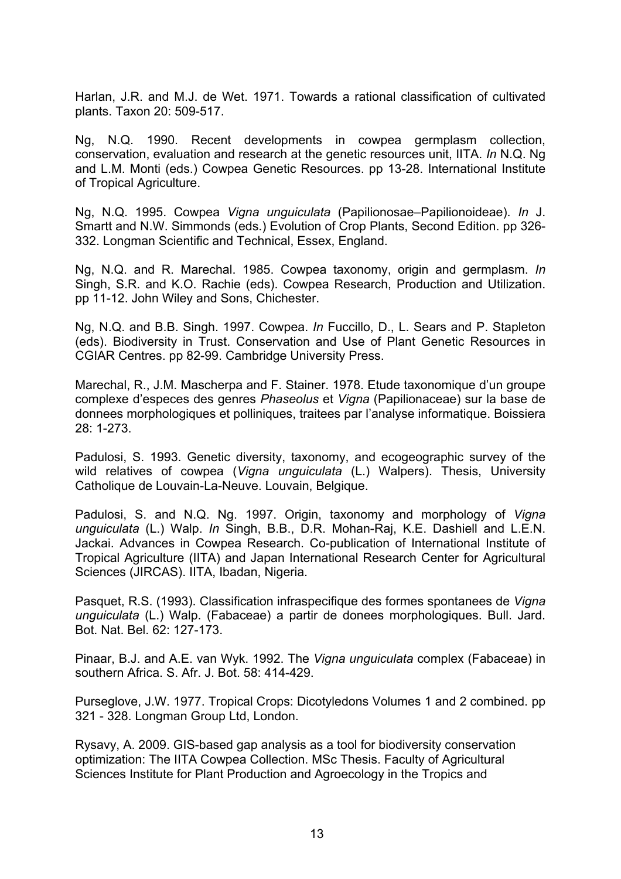Harlan, J.R. and M.J. de Wet. 1971. Towards a rational classification of cultivated plants. Taxon 20: 509-517.

Ng, N.Q. 1990. Recent developments in cowpea germplasm collection, conservation, evaluation and research at the genetic resources unit, IITA. *In* N.Q. Ng and L.M. Monti (eds.) Cowpea Genetic Resources. pp 13-28. International Institute of Tropical Agriculture.

Ng, N.Q. 1995. Cowpea *Vigna unguiculata* (Papilionosae–Papilionoideae). *In* J. Smartt and N.W. Simmonds (eds.) Evolution of Crop Plants, Second Edition. pp 326-332. Longman Scientific and Technical, Essex, England.

Ng, N.Q. and R. Marechal. 1985. Cowpea taxonomy, origin and germplasm. *In* Singh, S.R. and K.O. Rachie (eds). Cowpea Research, Production and Utilization. pp 11-12. John Wiley and Sons, Chichester.

Ng, N.Q. and B.B. Singh. 1997. Cowpea. *In* Fuccillo, D., L. Sears and P. Stapleton (eds). Biodiversity in Trust. Conservation and Use of Plant Genetic Resources in CGIAR Centres. pp 82-99. Cambridge University Press.

Marechal, R., J.M. Mascherpa and F. Stainer. 1978. Etude taxonomique d'un groupe complexe d'especes des genres *Phaseolus* et *Vigna* (Papilionaceae) sur la base de donnees morphologiques et polliniques, traitees par l'analyse informatique. Boissiera 28: 1-273.

Padulosi, S. 1993. Genetic diversity, taxonomy, and ecogeographic survey of the wild relatives of cowpea (*Vigna unguiculata* (L.) Walpers). Thesis, University Catholique de Louvain-La-Neuve. Louvain, Belgique.

Padulosi, S. and N.Q. Ng. 1997. Origin, taxonomy and morphology of *Vigna unguiculata* (L.) Walp. *In* Singh, B.B., D.R. Mohan-Raj, K.E. Dashiell and L.E.N. Jackai. Advances in Cowpea Research. Co-publication of International Institute of Tropical Agriculture (IITA) and Japan International Research Center for Agricultural Sciences (JIRCAS). IITA, Ibadan, Nigeria.

Pasquet, R.S. (1993). Classification infraspecifique des formes spontanees de *Vigna unguiculata* (L.) Walp. (Fabaceae) a partir de donees morphologiques. Bull. Jard. Bot. Nat. Bel. 62: 127-173.

Pinaar, B.J. and A.E. van Wyk. 1992. The *Vigna unguiculata* complex (Fabaceae) in southern Africa. S. Afr. J. Bot. 58: 414-429.

Purseglove, J.W. 1977. Tropical Crops: Dicotyledons Volumes 1 and 2 combined. pp 321 - 328. Longman Group Ltd, London.

Rysavy, A. 2009. GIS-based gap analysis as a tool for biodiversity conservation optimization: The IITA Cowpea Collection. MSc Thesis. Faculty of Agricultural Sciences Institute for Plant Production and Agroecology in the Tropics and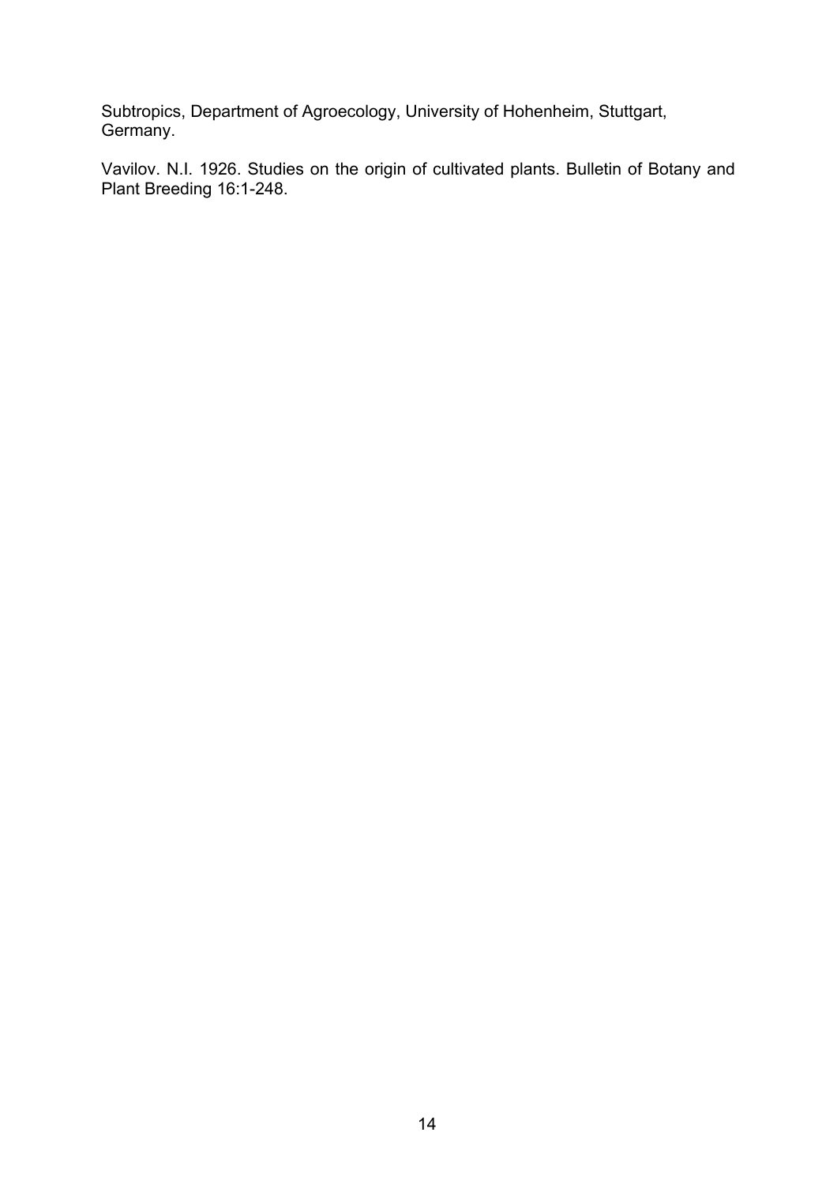Subtropics, Department of Agroecology, University of Hohenheim, Stuttgart, Germany.

Vavilov. N.I. 1926. Studies on the origin of cultivated plants. Bulletin of Botany and Plant Breeding 16:1-248.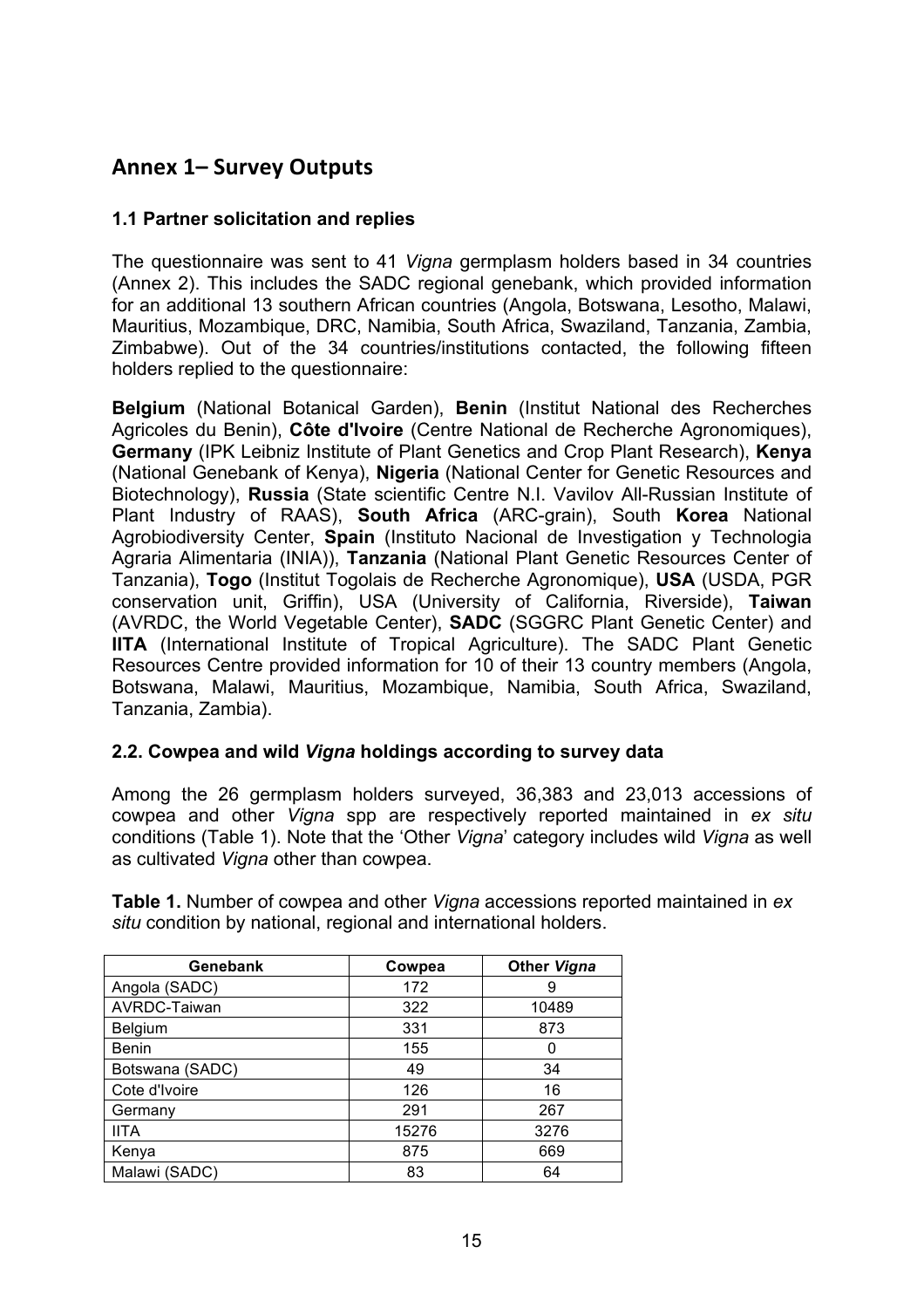## Annex 1– Survey Outputs

### 1.1 Partner solicitation and replies

The questionnaire was sent to 41 *Vigna* germplasm holders based in 34 countries (Annex 2). This includes the SADC regional genebank, which provided information for an additional 13 southern African countries (Angola, Botswana, Lesotho, Malawi, Mauritius, Mozambique, DRC, Namibia, South Africa, Swaziland, Tanzania, Zambia, Zimbabwe). Out of the 34 countries/institutions contacted, the following fifteen holders replied to the questionnaire:

**Belgium** (National Botanical Garden), **Benin** (Institut National des Recherches Agricoles du Benin), **Côte d'Ivoire** (Centre National de Recherche Agronomiques), **Germany** (IPK Leibniz Institute of Plant Genetics and Crop Plant Research), **Kenya** (National Genebank of Kenya), **Nigeria** (National Center for Genetic Resources and Biotechnology), **Russia** (State scientific Centre N.I. Vavilov All-Russian Institute of Plant Industry of RAAS), **South Africa** (ARC-grain), South **Korea** National Agrobiodiversity Center, **Spain** (Instituto Nacional de Investigation y Technologia Agraria Alimentaria (INIA)), **Tanzania** (National Plant Genetic Resources Center of Tanzania), **Togo** (Institut Togolais de Recherche Agronomique), **USA** (USDA, PGR conservation unit, Griffin), USA (University of California, Riverside), **Taiwan** (AVRDC, the World Vegetable Center), **SADC** (SGGRC Plant Genetic Center) and **IITA** (International Institute of Tropical Agriculture). The SADC Plant Genetic Resources Centre provided information for 10 of their 13 country members (Angola, Botswana, Malawi, Mauritius, Mozambique, Namibia, South Africa, Swaziland, Tanzania, Zambia).

### 2.2. Cowpea and wild *Vigna* holdings according to survey data

Among the 26 germplasm holders surveyed, 36,383 and 23,013 accessions of cowpea and other *Vigna* spp are respectively reported maintained in *ex situ* conditions (Table 1). Note that the 'Other *Vigna*' category includes wild *Vigna* as well as cultivated *Vigna* other than cowpea.

**Table 1.** Number of cowpea and other *Vigna* accessions reported maintained in *ex situ* condition by national, regional and international holders.

| Genebank | Cowpea | Other *Vigna* |
|---|---|---|
| Angola (SADC) | 172 | 9 |
| AVRDC-Taiwan | 322 | 10489 |
| Belgium | 331 | 873 |
| Benin | 155 | 0 |
| Botswana (SADC) | 49 | 34 |
| Cote d'Ivoire | 126 | 16 |
| Germany | 291 | 267 |
| IITA | 15276 | 3276 |
| Kenya | 875 | 669 |
| Malawi (SADC) | 83 | 64 |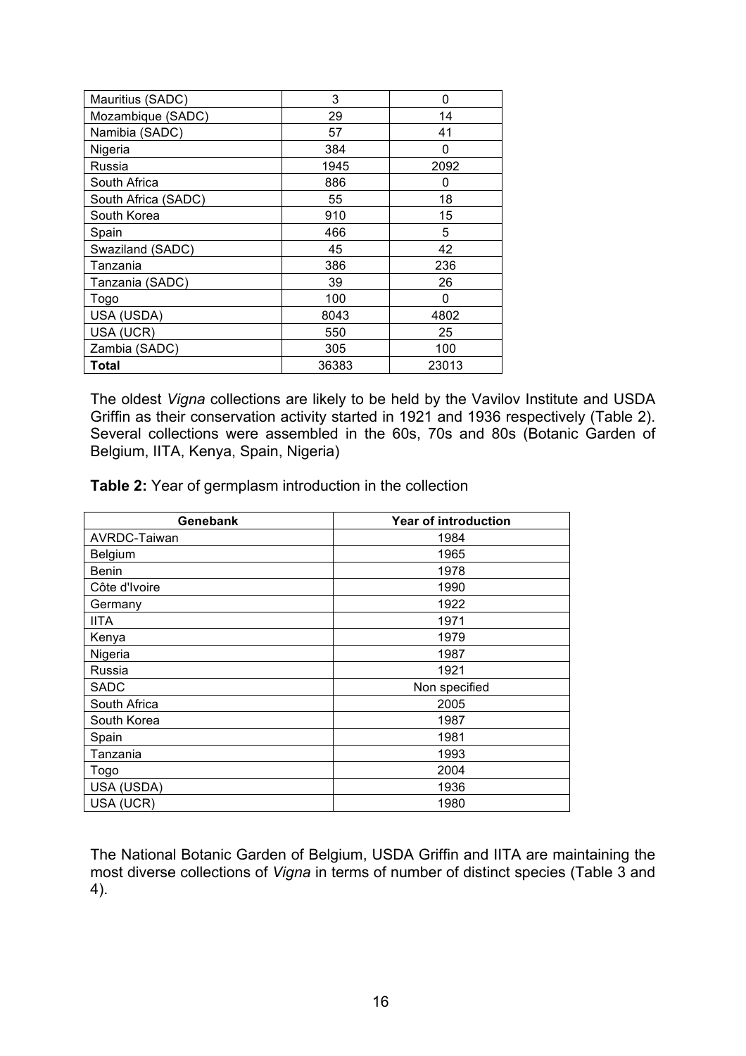| Mauritius (SADC) | 3 | 0 |
|---|---|---|
| Mozambique (SADC) | 29 | 14 |
| Namibia (SADC) | 57 | 41 |
| Nigeria | 384 | 0 |
| Russia | 1945 | 2092 |
| South Africa | 886 | 0 |
| South Africa (SADC) | 55 | 18 |
| South Korea | 910 | 15 |
| Spain | 466 | 5 |
| Swaziland (SADC) | 45 | 42 |
| Tanzania | 386 | 236 |
| Tanzania (SADC) | 39 | 26 |
| Togo | 100 | 0 |
| USA (USDA) | 8043 | 4802 |
| USA (UCR) | 550 | 25 |
| Zambia (SADC) | 305 | 100 |
| **Total** | 36383 | 23013 |

The oldest *Vigna* collections are likely to be held by the Vavilov Institute and USDA Griffin as their conservation activity started in 1921 and 1936 respectively (Table 2). Several collections were assembled in the 60s, 70s and 80s (Botanic Garden of Belgium, IITA, Kenya, Spain, Nigeria)

**Table 2:** Year of germplasm introduction in the collection

| Genebank | Year of introduction |
|---|---|
| AVRDC-Taiwan | 1984 |
| Belgium | 1965 |
| Benin | 1978 |
| Côte d'Ivoire | 1990 |
| Germany | 1922 |
| IITA | 1971 |
| Kenya | 1979 |
| Nigeria | 1987 |
| Russia | 1921 |
| SADC | Non specified |
| South Africa | 2005 |
| South Korea | 1987 |
| Spain | 1981 |
| Tanzania | 1993 |
| Togo | 2004 |
| USA (USDA) | 1936 |
| USA (UCR) | 1980 |

The National Botanic Garden of Belgium, USDA Griffin and IITA are maintaining the most diverse collections of *Vigna* in terms of number of distinct species (Table 3 and 4).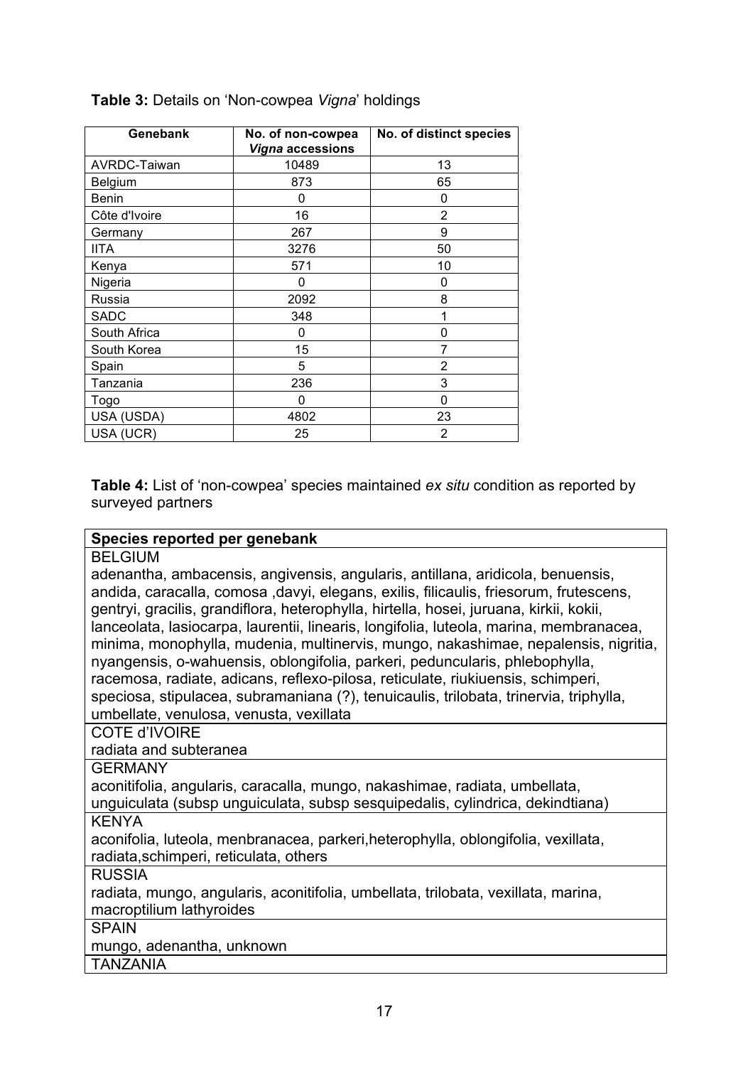**Table 3:** Details on 'Non-cowpea *Vigna*' holdings

| Genebank | No. of non-cowpea *Vigna* accessions | No. of distinct species |
|---|---|---|
| AVRDC-Taiwan | 10489 | 13 |
| Belgium | 873 | 65 |
| Benin | 0 | 0 |
| Côte d'Ivoire | 16 | 2 |
| Germany | 267 | 9 |
| IITA | 3276 | 50 |
| Kenya | 571 | 10 |
| Nigeria | 0 | 0 |
| Russia | 2092 | 8 |
| SADC | 348 | 1 |
| South Africa | 0 | 0 |
| South Korea | 15 | 7 |
| Spain | 5 | 2 |
| Tanzania | 236 | 3 |
| Togo | 0 | 0 |
| USA (USDA) | 4802 | 23 |
| USA (UCR) | 25 | 2 |

**Table 4:** List of 'non-cowpea' species maintained *ex situ* condition as reported by surveyed partners

| Species reported per genebank |
|---|
| BELGIUM |
| adenantha, ambacensis, angivensis, angularis, antillana, aridicola, benuensis, andida, caracalla, comosa ,davyi, elegans, exilis, filicaulis, friesorum, frutescens, gentryi, gracilis, grandiflora, heterophylla, hirtella, hosei, juruana, kirkii, kokii, lanceolata, lasiocarpa, laurentii, linearis, longifolia, luteola, marina, membranacea, minima, monophylla, mudenia, multinervis, mungo, nakashimae, nepalensis, nigritia, nyangensis, o-wahuensis, oblongifolia, parkeri, peduncularis, phlebophylla, racemosa, radiate, adicans, reflexo-pilosa, reticulate, riukiuensis, schimperi, speciosa, stipulacea, subramaniana (?), tenuicaulis, trilobata, trinervia, triphylla, umbellate, venulosa, venusta, vexillata |
| COTE d'IVOIRE |
| radiata and subteranea |
| GERMANY |
| aconitifolia, angularis, caracalla, mungo, nakashimae, radiata, umbellata, unguiculata (subsp unguiculata, subsp sesquipedalis, cylindrica, dekindtiana) |
| KENYA |
| aconifolia, luteola, menbranacea, parkeri,heterophylla, oblongifolia, vexillata, radiata,schimperi, reticulata, others |
| RUSSIA |
| radiata, mungo, angularis, aconitifolia, umbellata, trilobata, vexillata, marina, macroptilium lathyroides |
| SPAIN |
| mungo, adenantha, unknown |
| TANZANIA |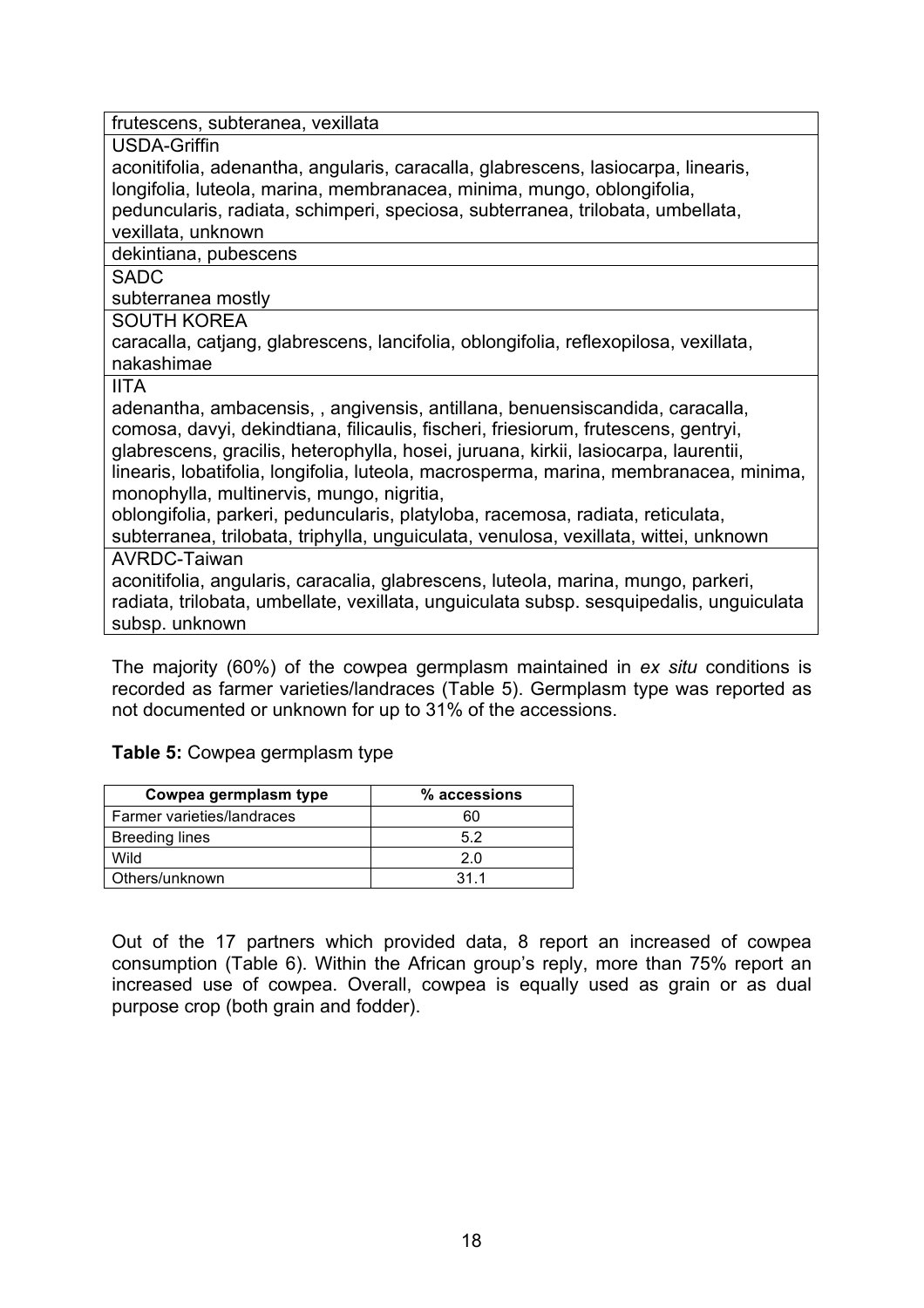| frutescens, subteranea, vexillata |
|---|
| USDA-Griffin<br>aconitifolia, adenantha, angularis, caracalla, glabrescens, lasiocarpa, linearis, longifolia, luteola, marina, membranacea, minima, mungo, oblongifolia, peduncularis, radiata, schimperi, speciosa, subterranea, trilobata, umbellata, vexillata, unknown |
| dekintiana, pubescens |
| SADC<br>subterranea mostly |
| SOUTH KOREA<br>caracalla, catjang, glabrescens, lancifolia, oblongifolia, reflexopilosa, vexillata, nakashimae |
| IITA<br>adenantha, ambacensis, , angivensis, antillana, benuensiscandida, caracalla, comosa, davyi, dekindtiana, filicaulis, fischeri, friesiorum, frutescens, gentryi, glabrescens, gracilis, heterophylla, hosei, juruana, kirkii, lasiocarpa, laurentii, linearis, lobatifolia, longifolia, luteola, macrosperma, marina, membranacea, minima, monophylla, multinervis, mungo, nigritia,<br>oblongifolia, parkeri, peduncularis, platyloba, racemosa, radiata, reticulata, subterranea, trilobata, triphylla, unguiculata, venulosa, vexillata, wittei, unknown |
| AVRDC-Taiwan<br>aconitifolia, angularis, caracalia, glabrescens, luteola, marina, mungo, parkeri, radiata, trilobata, umbellate, vexillata, unguiculata subsp. sesquipedalis, unguiculata subsp. unknown |

The majority (60%) of the cowpea germplasm maintained in *ex situ* conditions is recorded as farmer varieties/landraces (Table 5). Germplasm type was reported as not documented or unknown for up to 31% of the accessions.

**Table 5:** Cowpea germplasm type

| Cowpea germplasm type | % accessions |
|---|---|
| Farmer varieties/landraces | 60 |
| Breeding lines | 5.2 |
| Wild | 2.0 |
| Others/unknown | 31.1 |

Out of the 17 partners which provided data, 8 report an increased of cowpea consumption (Table 6). Within the African group's reply, more than 75% report an increased use of cowpea. Overall, cowpea is equally used as grain or as dual purpose crop (both grain and fodder).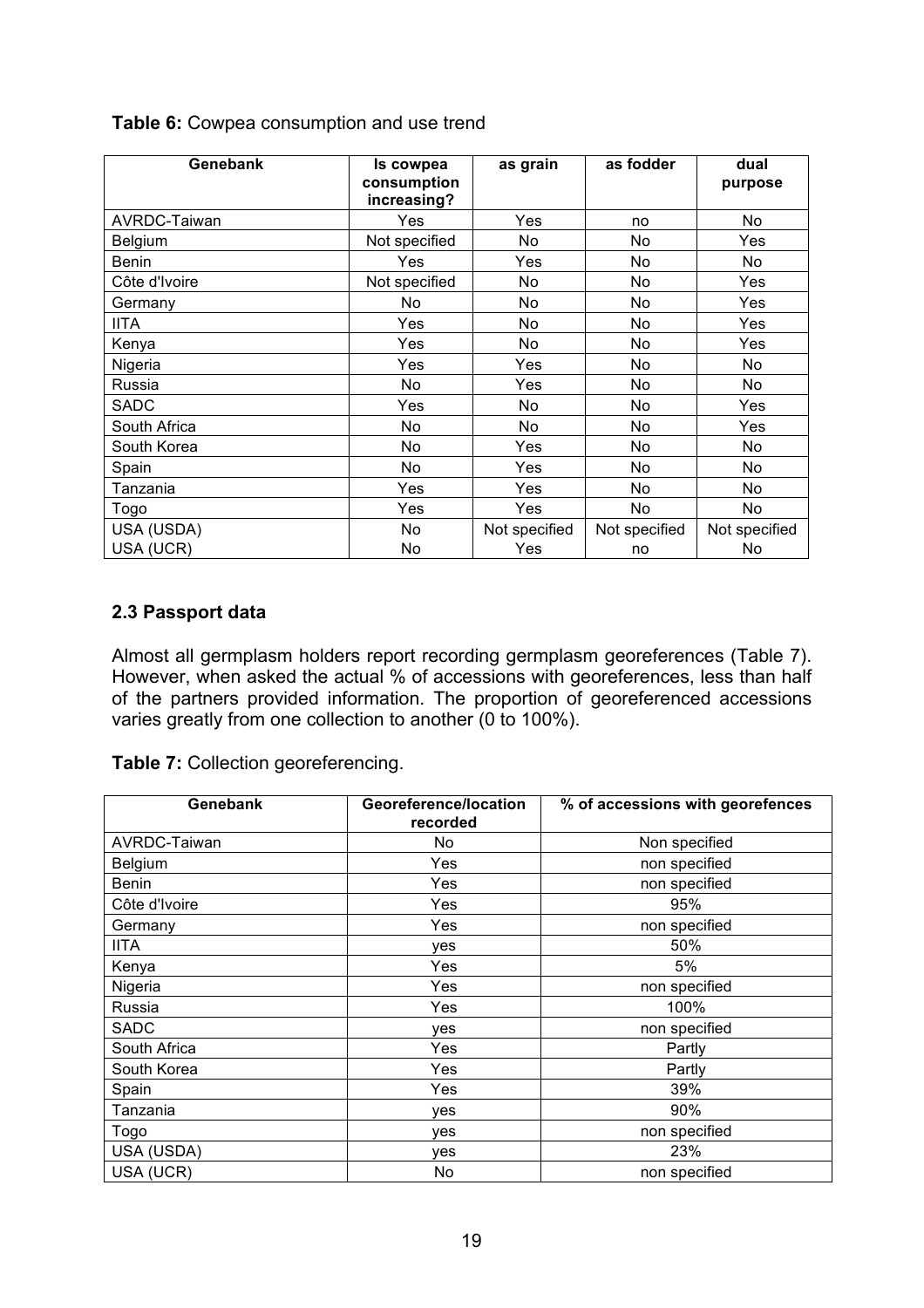**Table 6:** Cowpea consumption and use trend

| Genebank | Is cowpea consumption increasing? | as grain | as fodder | dual purpose |
|---|---|---|---|---|
| AVRDC-Taiwan | Yes | Yes | no | No |
| Belgium | Not specified | No | No | Yes |
| Benin | Yes | Yes | No | No |
| Côte d'Ivoire | Not specified | No | No | Yes |
| Germany | No | No | No | Yes |
| IITA | Yes | No | No | Yes |
| Kenya | Yes | No | No | Yes |
| Nigeria | Yes | Yes | No | No |
| Russia | No | Yes | No | No |
| SADC | Yes | No | No | Yes |
| South Africa | No | No | No | Yes |
| South Korea | No | Yes | No | No |
| Spain | No | Yes | No | No |
| Tanzania | Yes | Yes | No | No |
| Togo | Yes | Yes | No | No |
| USA (USDA) | No | Not specified | Not specified | Not specified |
| USA (UCR) | No | Yes | no | No |

## 2.3 Passport data

Almost all germplasm holders report recording germplasm georeferences (Table 7). However, when asked the actual % of accessions with georeferences, less than half of the partners provided information. The proportion of georeferenced accessions varies greatly from one collection to another (0 to 100%).

**Table 7:** Collection georeferencing.

| Genebank | Georeference/location recorded | % of accessions with georefences |
|---|---|---|
| AVRDC-Taiwan | No | Non specified |
| Belgium | Yes | non specified |
| Benin | Yes | non specified |
| Côte d'Ivoire | Yes | 95% |
| Germany | Yes | non specified |
| IITA | yes | 50% |
| Kenya | Yes | 5% |
| Nigeria | Yes | non specified |
| Russia | Yes | 100% |
| SADC | yes | non specified |
| South Africa | Yes | Partly |
| South Korea | Yes | Partly |
| Spain | Yes | 39% |
| Tanzania | yes | 90% |
| Togo | yes | non specified |
| USA (USDA) | yes | 23% |
| USA (UCR) | No | non specified |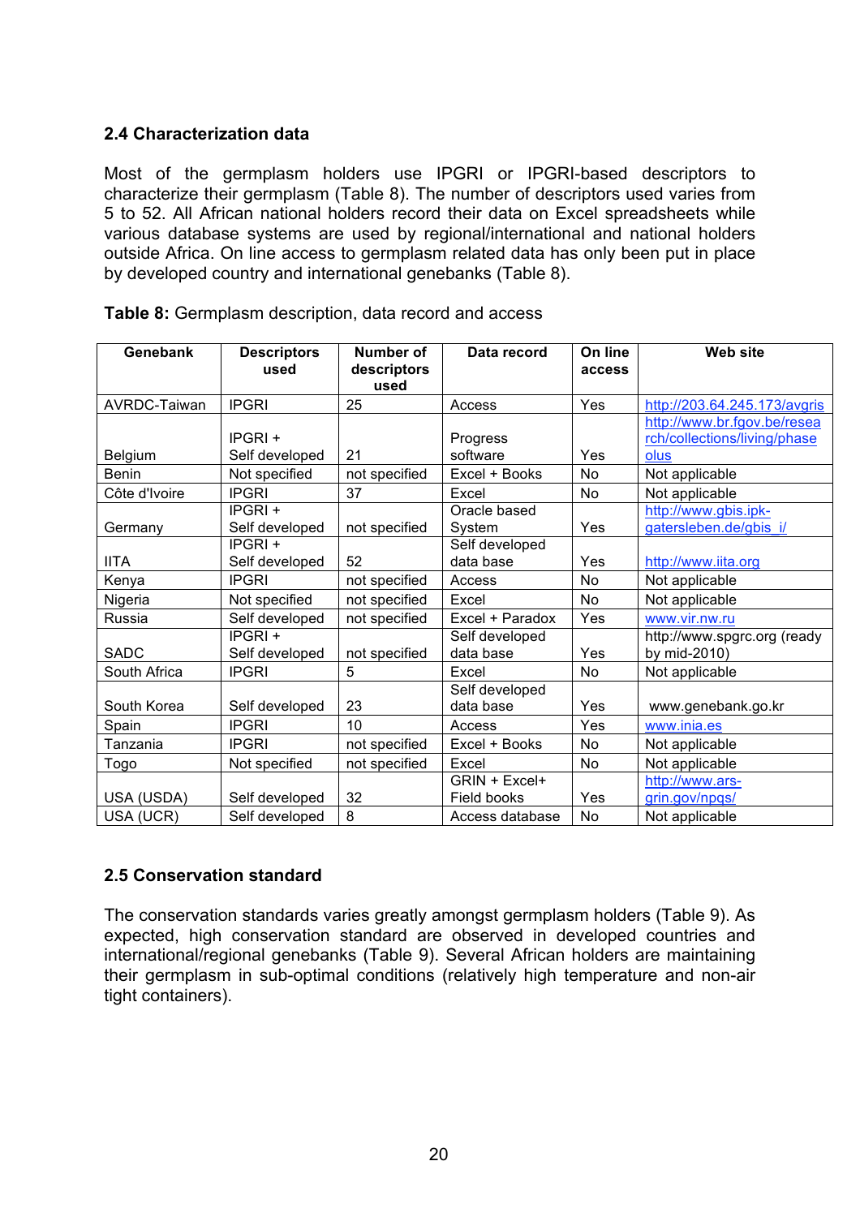### 2.4 Characterization data

Most of the germplasm holders use IPGRI or IPGRI-based descriptors to characterize their germplasm (Table 8). The number of descriptors used varies from 5 to 52. All African national holders record their data on Excel spreadsheets while various database systems are used by regional/international and national holders outside Africa. On line access to germplasm related data has only been put in place by developed country and international genebanks (Table 8).

**Table 8:** Germplasm description, data record and access

| Genebank | Descriptors used | Number of descriptors used | Data record | On line access | Web site |
|---|---|---|---|---|---|
| AVRDC-Taiwan | IPGRI | 25 | Access | Yes | http://203.64.245.173/avgris |
| Belgium | IPGRI + Self developed | 21 | Progress software | Yes | http://www.br.fgov.be/research/collections/living/phaseolus |
| Benin | Not specified | not specified | Excel + Books | No | Not applicable |
| Côte d'Ivoire | IPGRI | 37 | Excel | No | Not applicable |
| Germany | IPGRI + Self developed | not specified | Oracle based System | Yes | http://www.gbis.ipk-gatersleben.de/gbis_i/ |
| IITA | IPGRI + Self developed | 52 | Self developed data base | Yes | http://www.iita.org |
| Kenya | IPGRI | not specified | Access | No | Not applicable |
| Nigeria | Not specified | not specified | Excel | No | Not applicable |
| Russia | Self developed | not specified | Excel + Paradox | Yes | www.vir.nw.ru |
| SADC | IPGRI + Self developed | not specified | Self developed data base | Yes | http://www.spgrc.org (ready by mid-2010) |
| South Africa | IPGRI | 5 | Excel | No | Not applicable |
| South Korea | Self developed | 23 | Self developed data base | Yes | www.genebank.go.kr |
| Spain | IPGRI | 10 | Access | Yes | www.inia.es |
| Tanzania | IPGRI | not specified | Excel + Books | No | Not applicable |
| Togo | Not specified | not specified | Excel | No | Not applicable |
| USA (USDA) | Self developed | 32 | GRIN + Excel+ Field books | Yes | http://www.ars-grin.gov/npgs/ |
| USA (UCR) | Self developed | 8 | Access database | No | Not applicable |

### 2.5 Conservation standard

The conservation standards varies greatly amongst germplasm holders (Table 9). As expected, high conservation standard are observed in developed countries and international/regional genebanks (Table 9). Several African holders are maintaining their germplasm in sub-optimal conditions (relatively high temperature and non-air tight containers).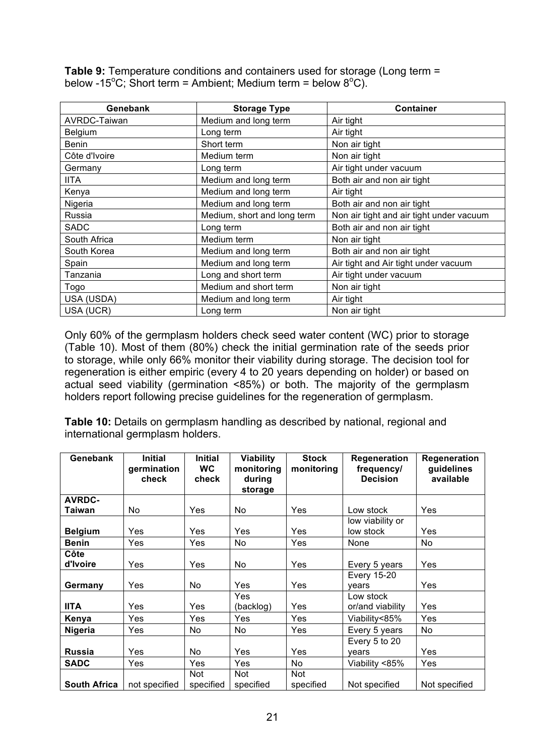**Table 9:** Temperature conditions and containers used for storage (Long term = below -15°C; Short term = Ambient; Medium term = below 8°C).

| Genebank | Storage Type | Container |
|---|---|---|
| AVRDC-Taiwan | Medium and long term | Air tight |
| Belgium | Long term | Air tight |
| Benin | Short term | Non air tight |
| Côte d'Ivoire | Medium term | Non air tight |
| Germany | Long term | Air tight under vacuum |
| IITA | Medium and long term | Both air and non air tight |
| Kenya | Medium and long term | Air tight |
| Nigeria | Medium and long term | Both air and non air tight |
| Russia | Medium, short and long term | Non air tight and air tight under vacuum |
| SADC | Long term | Both air and non air tight |
| South Africa | Medium term | Non air tight |
| South Korea | Medium and long term | Both air and non air tight |
| Spain | Medium and long term | Air tight and Air tight under vacuum |
| Tanzania | Long and short term | Air tight under vacuum |
| Togo | Medium and short term | Non air tight |
| USA (USDA) | Medium and long term | Air tight |
| USA (UCR) | Long term | Non air tight |

Only 60% of the germplasm holders check seed water content (WC) prior to storage (Table 10). Most of them (80%) check the initial germination rate of the seeds prior to storage, while only 66% monitor their viability during storage. The decision tool for regeneration is either empiric (every 4 to 20 years depending on holder) or based on actual seed viability (germination <85%) or both. The majority of the germplasm holders report following precise guidelines for the regeneration of germplasm.

**Table 10:** Details on germplasm handling as described by national, regional and international germplasm holders.

| Genebank | Initial germination check | Initial WC check | Viability monitoring during storage | Stock monitoring | Regeneration frequency/ Decision | Regeneration guidelines available |
|---|---|---|---|---|---|---|
| **AVRDC-Taiwan** | No | Yes | No | Yes | Low stock | Yes |
| **Belgium** | Yes | Yes | Yes | Yes | low viability or low stock | Yes |
| **Benin** | Yes | Yes | No | Yes | None | No |
| **Côte d'Ivoire** | Yes | Yes | No | Yes | Every 5 years | Yes |
| **Germany** | Yes | No | Yes | Yes | Every 15-20 years | Yes |
| **IITA** | Yes | Yes | Yes (backlog) | Yes | Low stock or/and viability | Yes |
| **Kenya** | Yes | Yes | Yes | Yes | Viability<85% | Yes |
| **Nigeria** | Yes | No | No | Yes | Every 5 years | No |
| **Russia** | Yes | No | Yes | Yes | Every 5 to 20 years | Yes |
| **SADC** | Yes | Yes | Yes | No | Viability <85% | Yes |
| **South Africa** | not specified | Not specified | Not specified | Not specified | Not specified | Not specified |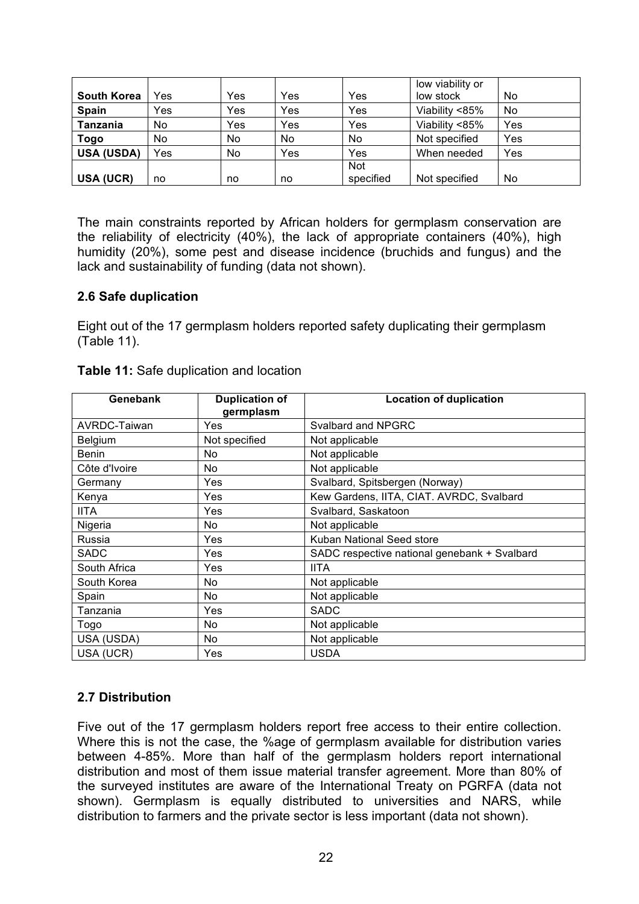| | | | | | | |
|---|---|---|---|---|---|---|
| **South Korea** | Yes | Yes | Yes | Yes | low viability or low stock | No |
| **Spain** | Yes | Yes | Yes | Yes | Viability <85% | No |
| **Tanzania** | No | Yes | Yes | Yes | Viability <85% | Yes |
| **Togo** | No | No | No | No | Not specified | Yes |
| **USA (USDA)** | Yes | No | Yes | Yes | When needed | Yes |
| **USA (UCR)** | no | no | no | Not specified | Not specified | No |

The main constraints reported by African holders for germplasm conservation are the reliability of electricity (40%), the lack of appropriate containers (40%), high humidity (20%), some pest and disease incidence (bruchids and fungus) and the lack and sustainability of funding (data not shown).

### 2.6 Safe duplication

Eight out of the 17 germplasm holders reported safety duplicating their germplasm (Table 11).

**Table 11:** Safe duplication and location

| Genebank | Duplication of germplasm | Location of duplication |
|---|---|---|
| AVRDC-Taiwan | Yes | Svalbard and NPGRC |
| Belgium | Not specified | Not applicable |
| Benin | No | Not applicable |
| Côte d'Ivoire | No | Not applicable |
| Germany | Yes | Svalbard, Spitsbergen (Norway) |
| Kenya | Yes | Kew Gardens, IITA, CIAT. AVRDC, Svalbard |
| IITA | Yes | Svalbard, Saskatoon |
| Nigeria | No | Not applicable |
| Russia | Yes | Kuban National Seed store |
| SADC | Yes | SADC respective national genebank + Svalbard |
| South Africa | Yes | IITA |
| South Korea | No | Not applicable |
| Spain | No | Not applicable |
| Tanzania | Yes | SADC |
| Togo | No | Not applicable |
| USA (USDA) | No | Not applicable |
| USA (UCR) | Yes | USDA |

### 2.7 Distribution

Five out of the 17 germplasm holders report free access to their entire collection. Where this is not the case, the %age of germplasm available for distribution varies between 4-85%. More than half of the germplasm holders report international distribution and most of them issue material transfer agreement. More than 80% of the surveyed institutes are aware of the International Treaty on PGRFA (data not shown). Germplasm is equally distributed to universities and NARS, while distribution to farmers and the private sector is less important (data not shown).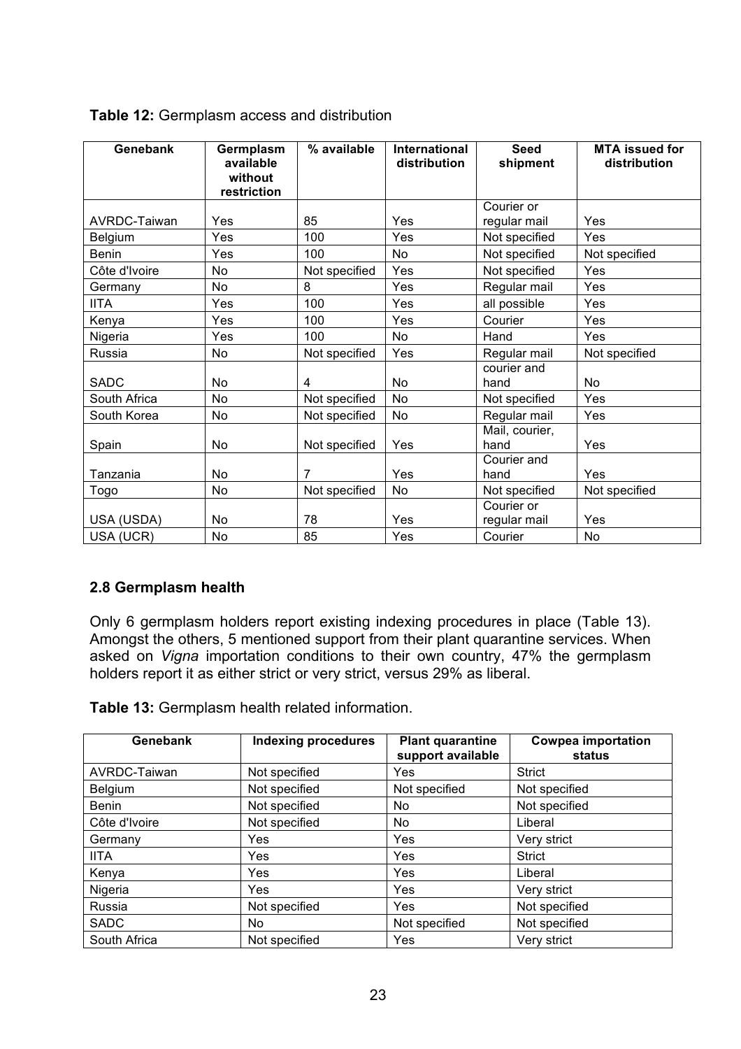**Table 12:** Germplasm access and distribution

| Genebank | Germplasm available without restriction | % available | International distribution | Seed shipment | MTA issued for distribution |
|---|---|---|---|---|---|
| AVRDC-Taiwan | Yes | 85 | Yes | Courier or regular mail | Yes |
| Belgium | Yes | 100 | Yes | Not specified | Yes |
| Benin | Yes | 100 | No | Not specified | Not specified |
| Côte d'Ivoire | No | Not specified | Yes | Not specified | Yes |
| Germany | No | 8 | Yes | Regular mail | Yes |
| IITA | Yes | 100 | Yes | all possible | Yes |
| Kenya | Yes | 100 | Yes | Courier | Yes |
| Nigeria | Yes | 100 | No | Hand | Yes |
| Russia | No | Not specified | Yes | Regular mail | Not specified |
| SADC | No | 4 | No | courier and hand | No |
| South Africa | No | Not specified | No | Not specified | Yes |
| South Korea | No | Not specified | No | Regular mail | Yes |
| Spain | No | Not specified | Yes | Mail, courier, hand | Yes |
| Tanzania | No | 7 | Yes | Courier and hand | Yes |
| Togo | No | Not specified | No | Not specified | Not specified |
| USA (USDA) | No | 78 | Yes | Courier or regular mail | Yes |
| USA (UCR) | No | 85 | Yes | Courier | No |

## 2.8 Germplasm health

Only 6 germplasm holders report existing indexing procedures in place (Table 13). Amongst the others, 5 mentioned support from their plant quarantine services. When asked on *Vigna* importation conditions to their own country, 47% the germplasm holders report it as either strict or very strict, versus 29% as liberal.

**Table 13:** Germplasm health related information.

| Genebank | Indexing procedures | Plant quarantine support available | Cowpea importation status |
|---|---|---|---|
| AVRDC-Taiwan | Not specified | Yes | Strict |
| Belgium | Not specified | Not specified | Not specified |
| Benin | Not specified | No | Not specified |
| Côte d'Ivoire | Not specified | No | Liberal |
| Germany | Yes | Yes | Very strict |
| IITA | Yes | Yes | Strict |
| Kenya | Yes | Yes | Liberal |
| Nigeria | Yes | Yes | Very strict |
| Russia | Not specified | Yes | Not specified |
| SADC | No | Not specified | Not specified |
| South Africa | Not specified | Yes | Very strict |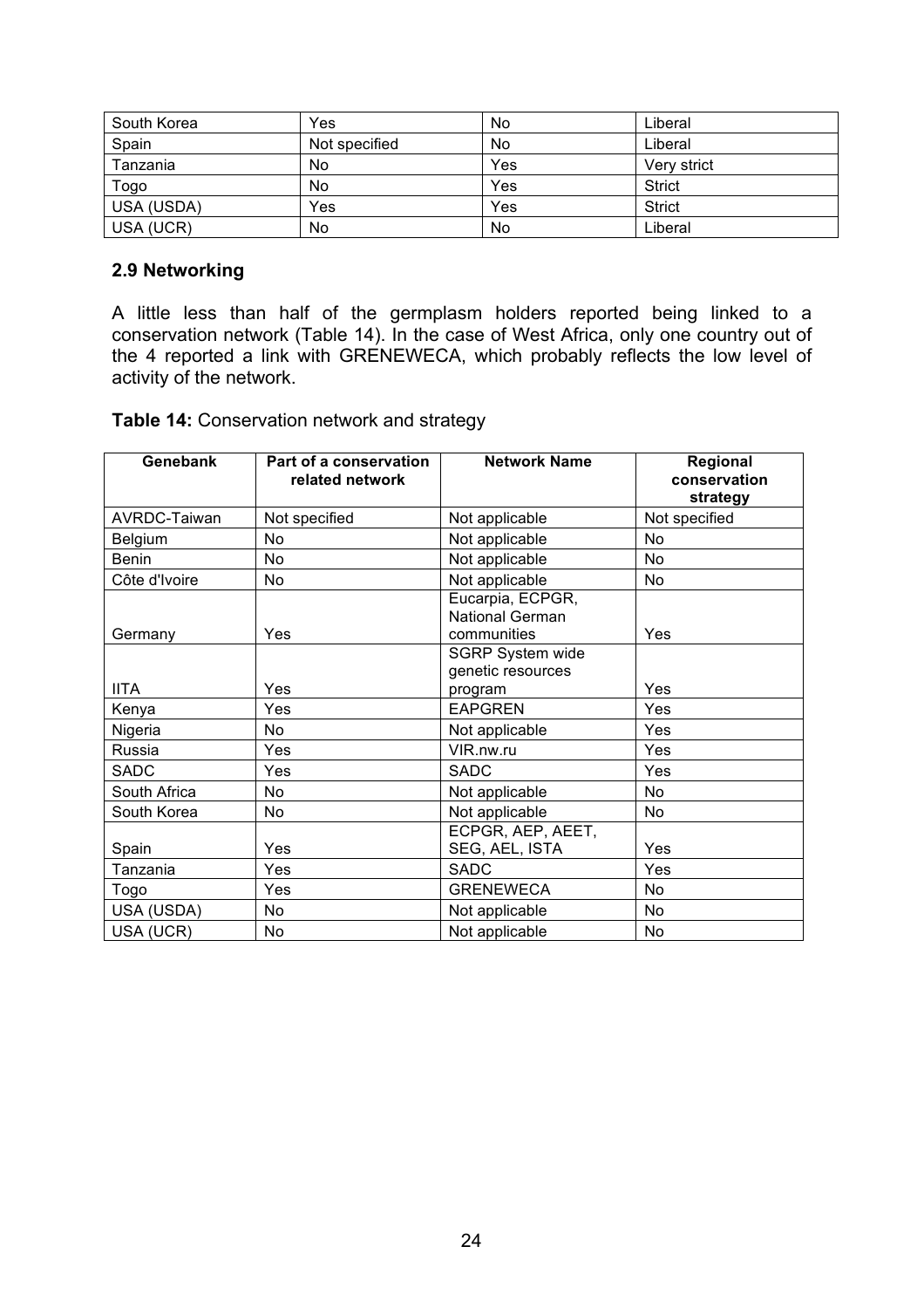| South Korea | Yes | No | Liberal |
|---|---|---|---|
| Spain | Not specified | No | Liberal |
| Tanzania | No | Yes | Very strict |
| Togo | No | Yes | Strict |
| USA (USDA) | Yes | Yes | Strict |
| USA (UCR) | No | No | Liberal |

### 2.9 Networking

A little less than half of the germplasm holders reported being linked to a conservation network (Table 14). In the case of West Africa, only one country out of the 4 reported a link with GRENEWECA, which probably reflects the low level of activity of the network.

**Table 14:** Conservation network and strategy

| Genebank | Part of a conservation related network | Network Name | Regional conservation strategy |
|---|---|---|---|
| AVRDC-Taiwan | Not specified | Not applicable | Not specified |
| Belgium | No | Not applicable | No |
| Benin | No | Not applicable | No |
| Côte d'Ivoire | No | Not applicable | No |
| Germany | Yes | Eucarpia, ECPGR, National German communities | Yes |
| IITA | Yes | SGRP System wide genetic resources program | Yes |
| Kenya | Yes | EAPGREN | Yes |
| Nigeria | No | Not applicable | Yes |
| Russia | Yes | VIR.nw.ru | Yes |
| SADC | Yes | SADC | Yes |
| South Africa | No | Not applicable | No |
| South Korea | No | Not applicable | No |
| Spain | Yes | ECPGR, AEP, AEET, SEG, AEL, ISTA | Yes |
| Tanzania | Yes | SADC | Yes |
| Togo | Yes | GRENEWECA | No |
| USA (USDA) | No | Not applicable | No |
| USA (UCR) | No | Not applicable | No |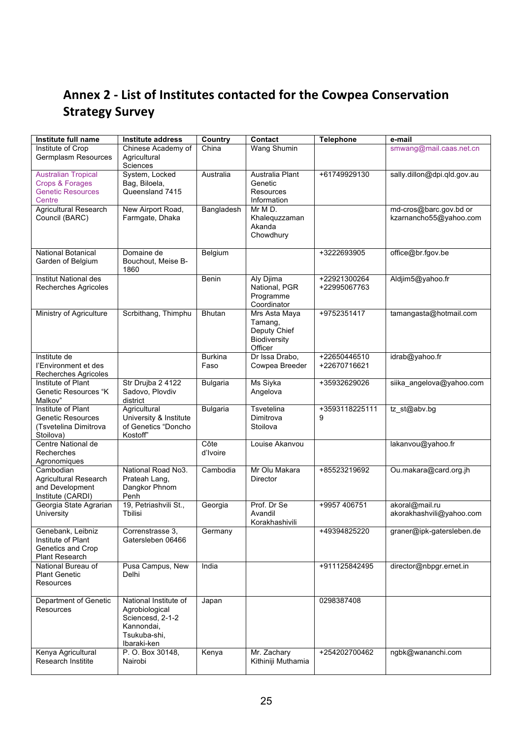# Annex 2 - List of Institutes contacted for the Cowpea Conservation Strategy Survey

| Institute full name | Institute address | Country | Contact | Telephone | e-mail |
|---|---|---|---|---|---|
| Institute of Crop Germplasm Resources | Chinese Academy of Agricultural Sciences | China | Wang Shumin | | smwang@mail.caas.net.cn |
| Australian Tropical Crops & Forages Genetic Resources Centre | System, Locked Bag, Biloela, Queensland 7415 | Australia | Australia Plant Genetic Resources Information | +61749929130 | sally.dillon@dpi.qld.gov.au |
| Agricultural Research Council (BARC) | New Airport Road, Farmgate, Dhaka | Bangladesh | Mr M D. Khalequzzaman Akanda Chowdhury | | md-cros@barc.gov.bd or kzarnancho55@yahoo.com |
| National Botanical Garden of Belgium | Domaine de Bouchout, Meise B-1860 | Belgium | | +3222693905 | office@br.fgov.be |
| Institut National des Recherches Agricoles | | Benin | Aly Djima National, PGR Programme Coordinator | +22921300264 +22995067763 | Aldjim5@yahoo.fr |
| Ministry of Agriculture | Scrbithang, Thimphu | Bhutan | Mrs Asta Maya Tamang, Deputy Chief Biodiversity Officer | +9752351417 | tamangasta@hotmail.com |
| Institute de l'Environment et des Recherches Agricoles | | Burkina Faso | Dr Issa Drabo, Cowpea Breeder | +22650446510 +22670716621 | idrab@yahoo.fr |
| Institute of Plant Genetic Resources "K Malkov" | Str Drujba 2 4122 Sadovo, Plovdiv district | Bulgaria | Ms Siyka Angelova | +35932629026 | siika_angelova@yahoo.com |
| Institute of Plant Genetic Resources (Tsvetelina Dimitrova Stoilova) | Agricultural University & Institute of Genetics "Doncho Kostoff" | Bulgaria | Tsvetelina Dimitrova Stoilova | +35931182251119 | tz_st@abv.bg |
| Centre National de Recherches Agronomiques | | Côte d'Ivoire | Louise Akanvou | | lakanvou@yahoo.fr |
| Cambodian Agricultural Research and Development Institute (CARDI) | National Road No3. Prateah Lang, Dangkor Phnom Penh | Cambodia | Mr Olu Makara Director | +85523219692 | Ou.makara@card.org.jh |
| Georgia State Agrarian University | 19, Petriashvili St., Tbilisi | Georgia | Prof. Dr Se Avandil Korakhashivili | +9957 406751 | akoral@mail.ru akorakhashvili@yahoo.com |
| Genebank, Leibniz Institute of Plant Genetics and Crop Plant Research | Corrrenstrasse 3, Gatersleben 06466 | Germany | | +49394825220 | graner@ipk-gatersleben.de |
| National Bureau of Plant Genetic Resources | Pusa Campus, New Delhi | India | | +911125842495 | director@nbpgr.ernet.in |
| Department of Genetic Resources | National Institute of Agrobiological Sciencesd, 2-1-2 Kannondai, Tsukuba-shi, Ibaraki-ken | Japan | | 0298387408 | |
| Kenya Agricultural Research Institite | P. O. Box 30148, Nairobi | Kenya | Mr. Zachary Kithiniji Muthamia | +254202700462 | ngbk@wananchi.com |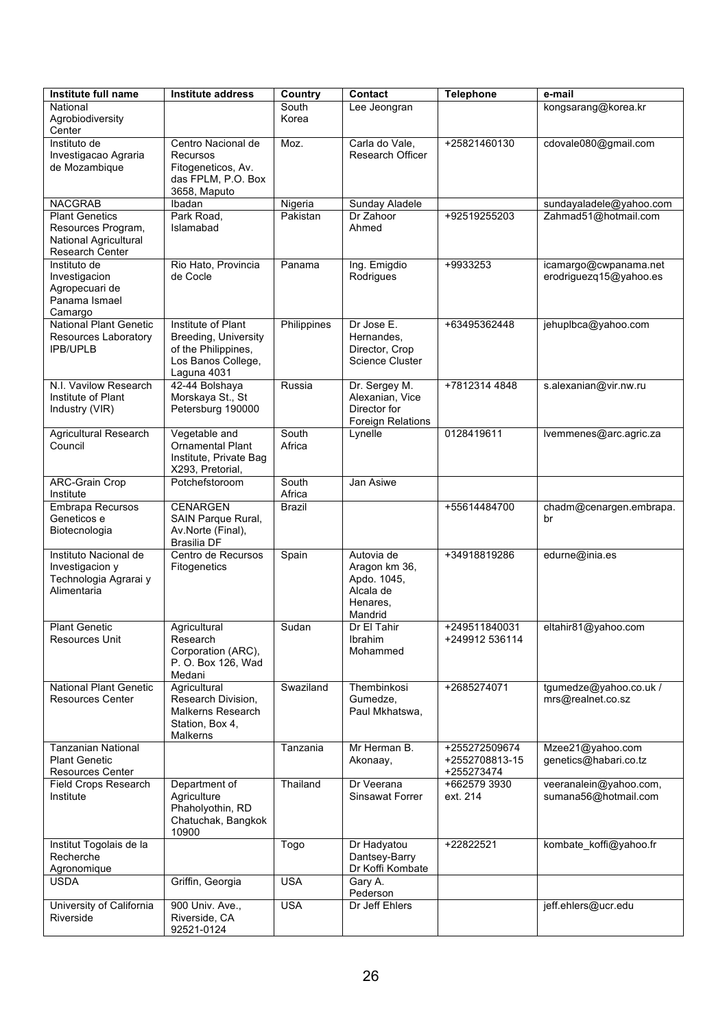| Institute full name | Institute address | Country | Contact | Telephone | e-mail |
|---|---|---|---|---|---|
| National Agrobiodiversity Center | | South Korea | Lee Jeongran | | kongsarang@korea.kr |
| Instituto de Investigacao Agraria de Mozambique | Centro Nacional de Recursos Fitogeneticos, Av. das FPLM, P.O. Box 3658, Maputo | Moz. | Carla do Vale, Research Officer | +25821460130 | cdovale080@gmail.com |
| NACGRAB | Ibadan | Nigeria | Sunday Aladele | | sundayaladele@yahoo.com |
| Plant Genetics Resources Program, National Agricultural Research Center | Park Road, Islamabad | Pakistan | Dr Zahoor Ahmed | +92519255203 | Zahmad51@hotmail.com |
| Instituto de Investigacion Agropecuari de Panama Ismael Camargo | Rio Hato, Provincia de Cocle | Panama | Ing. Emigdio Rodrigues | +9933253 | icamargo@cwpanama.net erodriguezq15@yahoo.es |
| National Plant Genetic Resources Laboratory IPB/UPLB | Institute of Plant Breeding, University of the Philippines, Los Banos College, Laguna 4031 | Philippines | Dr Jose E. Hernandes, Director, Crop Science Cluster | +63495362448 | jehuplbca@yahoo.com |
| N.I. Vavilow Research Institute of Plant Industry (VIR) | 42-44 Bolshaya Morskaya St., St Petersburg 190000 | Russia | Dr. Sergey M. Alexanian, Vice Director for Foreign Relations | +7812314 4848 | s.alexanian@vir.nw.ru |
| Agricultural Research Council | Vegetable and Ornamental Plant Institute, Private Bag X293, Pretorial, | South Africa | Lynelle | 0128419611 | lvemmenes@arc.agric.za |
| ARC-Grain Crop Institute | Potchefstoroom | South Africa | Jan Asiwe | | |
| Embrapa Recursos Geneticos e Biotecnologia | CENARGEN SAIN Parque Rural, Av.Norte (Final), Brasilia DF | Brazil | | +55614484700 | chadm@cenargen.embrapa.br |
| Instituto Nacional de Investigacion y Technologia Agrarai y Alimentaria | Centro de Recursos Fitogenetics | Spain | Autovia de Aragon km 36, Apdo. 1045, Alcala de Henares, Mandrid | +34918819286 | edurne@inia.es |
| Plant Genetic Resources Unit | Agricultural Research Corporation (ARC), P. O. Box 126, Wad Medani | Sudan | Dr El Tahir Ibrahim Mohammed | +249511840031 +249912 536114 | eltahir81@yahoo.com |
| National Plant Genetic Resources Center | Agricultural Research Division, Malkerns Research Station, Box 4, Malkerns | Swaziland | Thembinkosi Gumedze, Paul Mkhatswa, | +2685274071 | tgumedze@yahoo.co.uk / mrs@realnet.co.sz |
| Tanzanian National Plant Genetic Resources Center | | Tanzania | Mr Herman B. Akonaay, | +255272509674 +2552708813-15 +255273474 | Mzee21@yahoo.com genetics@habari.co.tz |
| Field Crops Research Institute | Department of Agriculture Phaholyothin, RD Chatuchak, Bangkok 10900 | Thailand | Dr Veerana Sinsawat Forrer | +662579 3930 ext. 214 | veeranalein@yahoo.com, sumana56@hotmail.com |
| Institut Togolais de la Recherche Agronomique | | Togo | Dr Hadyatou Dantsey-Barry Dr Koffi Kombate | +22822521 | kombate_koffi@yahoo.fr |
| USDA | Griffin, Georgia | USA | Gary A. Pederson | | |
| University of California Riverside | 900 Univ. Ave., Riverside, CA 92521-0124 | USA | Dr Jeff Ehlers | | jeff.ehlers@ucr.edu |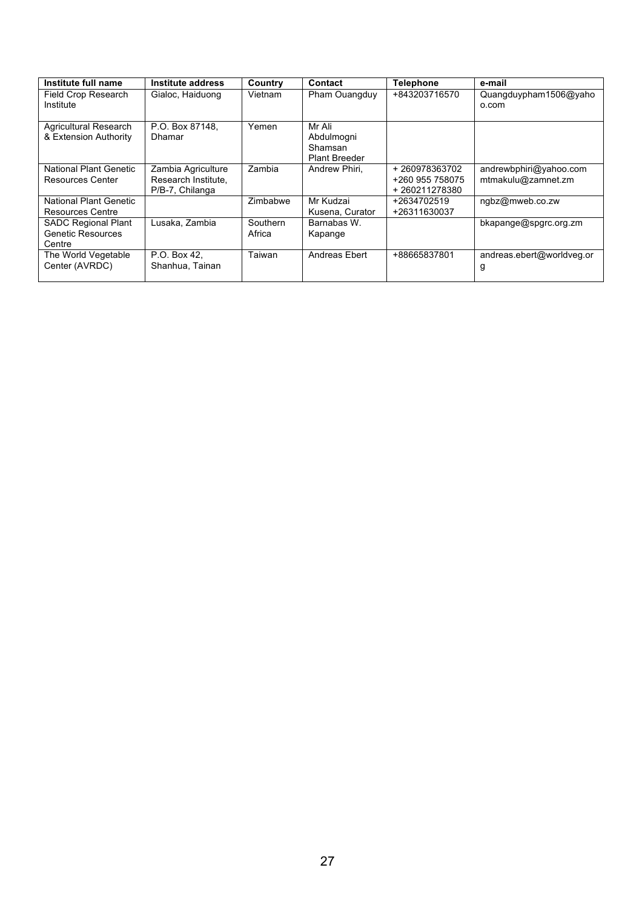| Institute full name | Institute address | Country | Contact | Telephone | e-mail |
|---|---|---|---|---|---|
| Field Crop Research Institute | Gialoc, Haiduong | Vietnam | Pham Ouangduy | +843203716570 | Quangduypham1506@yahoo.com |
| Agricultural Research & Extension Authority | P.O. Box 87148, Dhamar | Yemen | Mr Ali Abdulmogni Shamsan Plant Breeder | | |
| National Plant Genetic Resources Center | Zambia Agriculture Research Institute, P/B-7, Chilanga | Zambia | Andrew Phiri, | + 260978363702 +260 955 758075 + 260211278380 | andrewbphiri@yahoo.com mtmakulu@zamnet.zm |
| National Plant Genetic Resources Centre | | Zimbabwe | Mr Kudzai Kusena, Curator | +2634702519 +26311630037 | ngbz@mweb.co.zw |
| SADC Regional Plant Genetic Resources Centre | Lusaka, Zambia | Southern Africa | Barnabas W. Kapange | | bkapange@spgrc.org.zm |
| The World Vegetable Center (AVRDC) | P.O. Box 42, Shanhua, Tainan | Taiwan | Andreas Ebert | +88665837801 | andreas.ebert@worldveg.org |